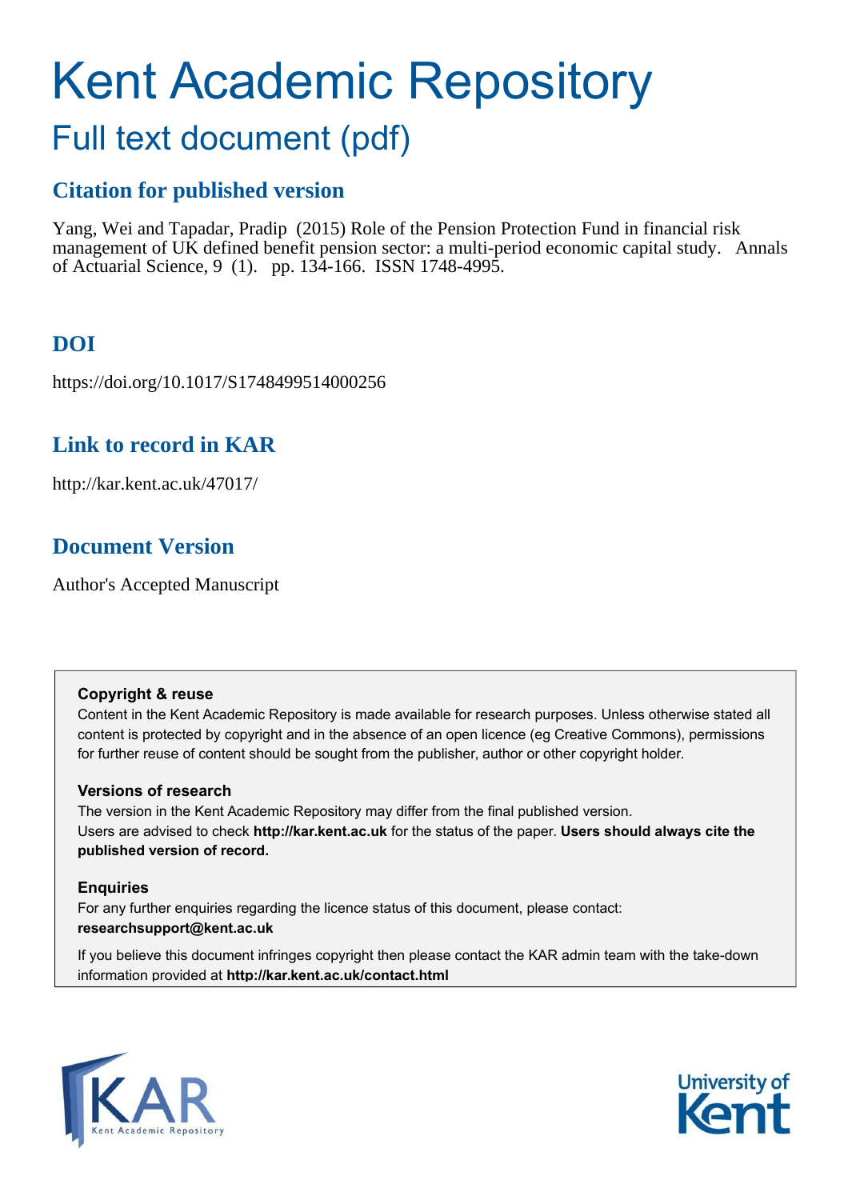# Kent Academic Repository

## Full text document (pdf)

### Citation for published version

Yang, Wei and Tapadar, Pradip (2015) Role of the Pension Protection Fund in financial risk management of UK defined benefit pension sector: a multi-period economic capital study. Annals of Actuarial Science, 9 (1). pp. 134-166. ISSN 1748-4995.

### DOI

https://doi.org/10.1017/S1748499514000256

### Link to record in KAR

http://kar.kent.ac.uk/47017/

### Document Version

Author's Accepted Manuscript

**Copyright & reuse**

Content in the Kent Academic Repository is made available for research purposes. Unless otherwise stated all content is protected by copyright and in the absence of an open licence (eg Creative Commons), permissions for further reuse of content should be sought from the publisher, author or other copyright holder.

**Versions of research**

The version in the Kent Academic Repository may differ from the final published version.
Users are advised to check **http://kar.kent.ac.uk** for the status of the paper. **Users should always cite the published version of record.**

**Enquiries**

For any further enquiries regarding the licence status of this document, please contact:
**researchsupport@kent.ac.uk**

If you believe this document infringes copyright then please contact the KAR admin team with the take-down information provided at **http://kar.kent.ac.uk/contact.html**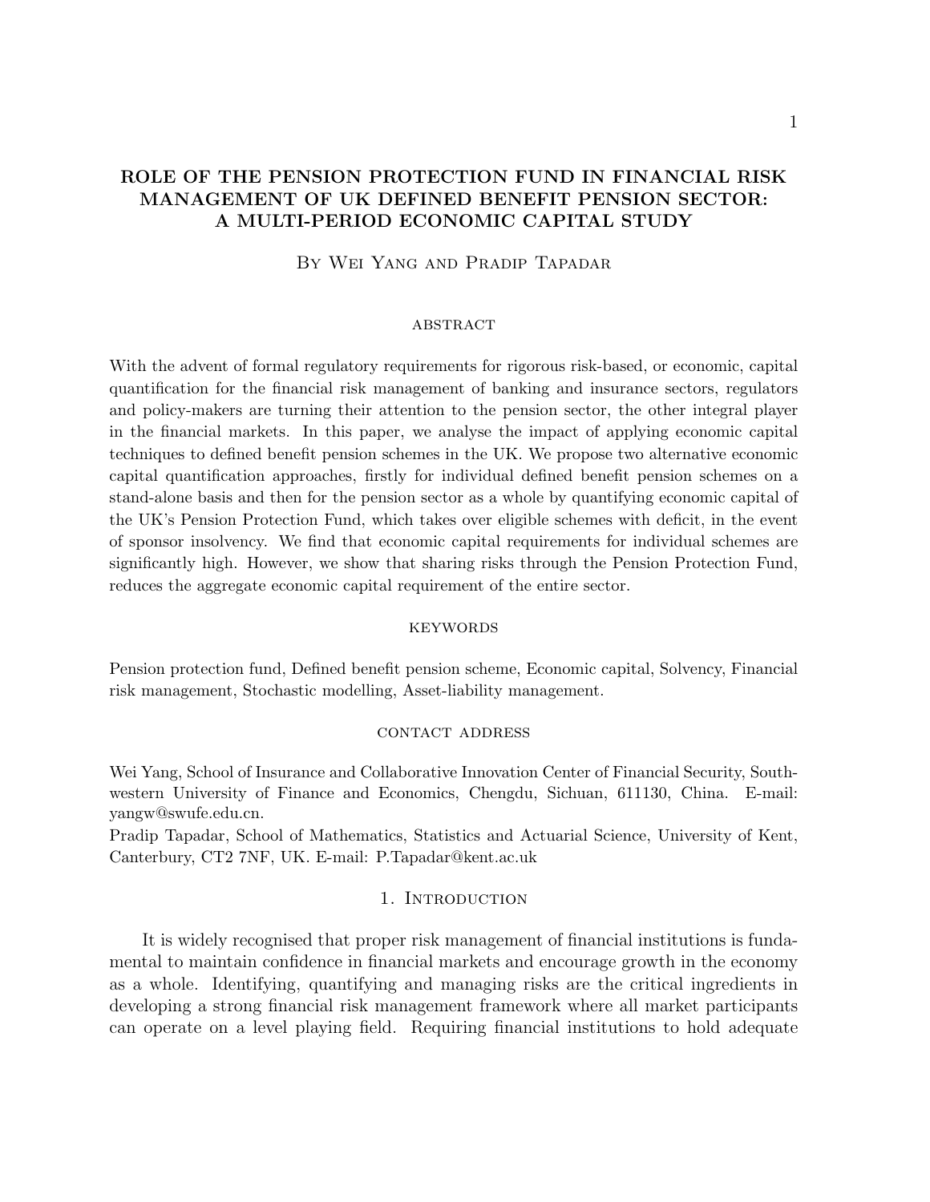# ROLE OF THE PENSION PROTECTION FUND IN FINANCIAL RISK MANAGEMENT OF UK DEFINED BENEFIT PENSION SECTOR: A MULTI-PERIOD ECONOMIC CAPITAL STUDY

By Wei Yang and Pradip Tapadar

### ABSTRACT

With the advent of formal regulatory requirements for rigorous risk-based, or economic, capital quantification for the financial risk management of banking and insurance sectors, regulators and policy-makers are turning their attention to the pension sector, the other integral player in the financial markets. In this paper, we analyse the impact of applying economic capital techniques to defined benefit pension schemes in the UK. We propose two alternative economic capital quantification approaches, firstly for individual defined benefit pension schemes on a stand-alone basis and then for the pension sector as a whole by quantifying economic capital of the UK's Pension Protection Fund, which takes over eligible schemes with deficit, in the event of sponsor insolvency. We find that economic capital requirements for individual schemes are significantly high. However, we show that sharing risks through the Pension Protection Fund, reduces the aggregate economic capital requirement of the entire sector.

### KEYWORDS

Pension protection fund, Defined benefit pension scheme, Economic capital, Solvency, Financial risk management, Stochastic modelling, Asset-liability management.

### CONTACT ADDRESS

Wei Yang, School of Insurance and Collaborative Innovation Center of Financial Security, Southwestern University of Finance and Economics, Chengdu, Sichuan, 611130, China. E-mail: yangw@swufe.edu.cn.

Pradip Tapadar, School of Mathematics, Statistics and Actuarial Science, University of Kent, Canterbury, CT2 7NF, UK. E-mail: P.Tapadar@kent.ac.uk

## 1. Introduction

It is widely recognised that proper risk management of financial institutions is fundamental to maintain confidence in financial markets and encourage growth in the economy as a whole. Identifying, quantifying and managing risks are the critical ingredients in developing a strong financial risk management framework where all market participants can operate on a level playing field. Requiring financial institutions to hold adequate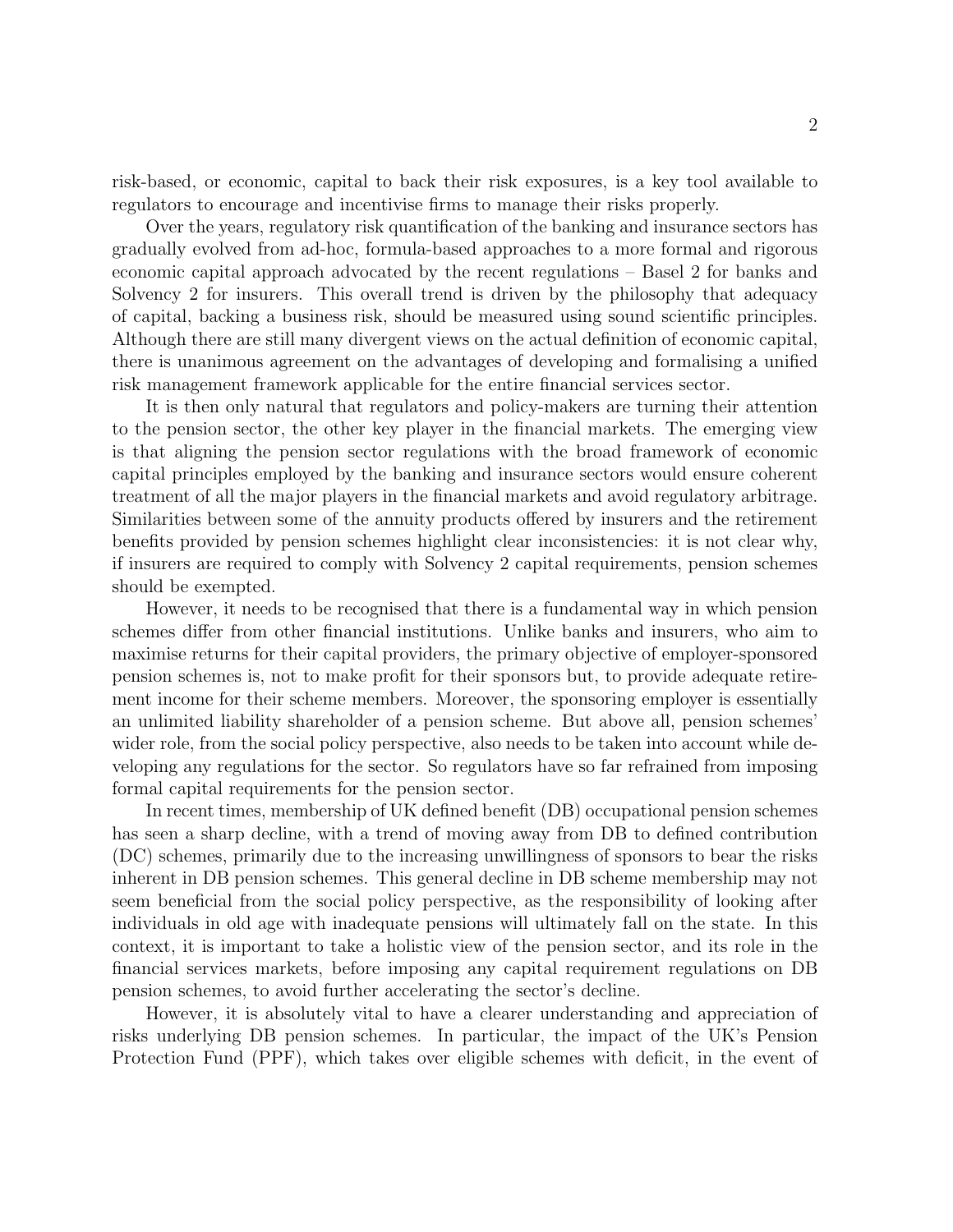risk-based, or economic, capital to back their risk exposures, is a key tool available to regulators to encourage and incentivise firms to manage their risks properly.

Over the years, regulatory risk quantification of the banking and insurance sectors has gradually evolved from ad-hoc, formula-based approaches to a more formal and rigorous economic capital approach advocated by the recent regulations – Basel 2 for banks and Solvency 2 for insurers. This overall trend is driven by the philosophy that adequacy of capital, backing a business risk, should be measured using sound scientific principles. Although there are still many divergent views on the actual definition of economic capital, there is unanimous agreement on the advantages of developing and formalising a unified risk management framework applicable for the entire financial services sector.

It is then only natural that regulators and policy-makers are turning their attention to the pension sector, the other key player in the financial markets. The emerging view is that aligning the pension sector regulations with the broad framework of economic capital principles employed by the banking and insurance sectors would ensure coherent treatment of all the major players in the financial markets and avoid regulatory arbitrage. Similarities between some of the annuity products offered by insurers and the retirement benefits provided by pension schemes highlight clear inconsistencies: it is not clear why, if insurers are required to comply with Solvency 2 capital requirements, pension schemes should be exempted.

However, it needs to be recognised that there is a fundamental way in which pension schemes differ from other financial institutions. Unlike banks and insurers, who aim to maximise returns for their capital providers, the primary objective of employer-sponsored pension schemes is, not to make profit for their sponsors but, to provide adequate retirement income for their scheme members. Moreover, the sponsoring employer is essentially an unlimited liability shareholder of a pension scheme. But above all, pension schemes' wider role, from the social policy perspective, also needs to be taken into account while developing any regulations for the sector. So regulators have so far refrained from imposing formal capital requirements for the pension sector.

In recent times, membership of UK defined benefit (DB) occupational pension schemes has seen a sharp decline, with a trend of moving away from DB to defined contribution (DC) schemes, primarily due to the increasing unwillingness of sponsors to bear the risks inherent in DB pension schemes. This general decline in DB scheme membership may not seem beneficial from the social policy perspective, as the responsibility of looking after individuals in old age with inadequate pensions will ultimately fall on the state. In this context, it is important to take a holistic view of the pension sector, and its role in the financial services markets, before imposing any capital requirement regulations on DB pension schemes, to avoid further accelerating the sector's decline.

However, it is absolutely vital to have a clearer understanding and appreciation of risks underlying DB pension schemes. In particular, the impact of the UK's Pension Protection Fund (PPF), which takes over eligible schemes with deficit, in the event of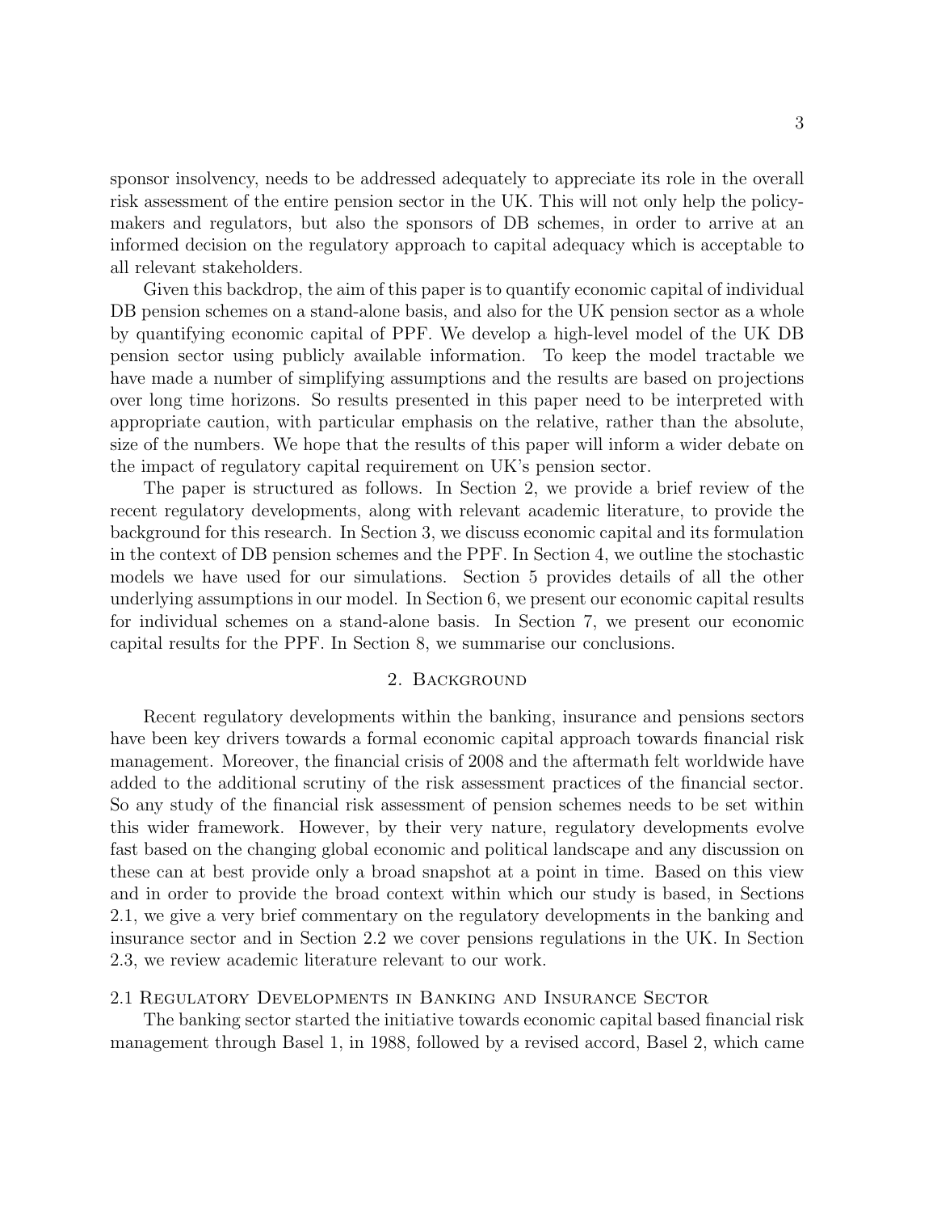sponsor insolvency, needs to be addressed adequately to appreciate its role in the overall risk assessment of the entire pension sector in the UK. This will not only help the policy-makers and regulators, but also the sponsors of DB schemes, in order to arrive at an informed decision on the regulatory approach to capital adequacy which is acceptable to all relevant stakeholders.

Given this backdrop, the aim of this paper is to quantify economic capital of individual DB pension schemes on a stand-alone basis, and also for the UK pension sector as a whole by quantifying economic capital of PPF. We develop a high-level model of the UK DB pension sector using publicly available information. To keep the model tractable we have made a number of simplifying assumptions and the results are based on projections over long time horizons. So results presented in this paper need to be interpreted with appropriate caution, with particular emphasis on the relative, rather than the absolute, size of the numbers. We hope that the results of this paper will inform a wider debate on the impact of regulatory capital requirement on UK's pension sector.

The paper is structured as follows. In Section 2, we provide a brief review of the recent regulatory developments, along with relevant academic literature, to provide the background for this research. In Section 3, we discuss economic capital and its formulation in the context of DB pension schemes and the PPF. In Section 4, we outline the stochastic models we have used for our simulations. Section 5 provides details of all the other underlying assumptions in our model. In Section 6, we present our economic capital results for individual schemes on a stand-alone basis. In Section 7, we present our economic capital results for the PPF. In Section 8, we summarise our conclusions.

## 2. Background

Recent regulatory developments within the banking, insurance and pensions sectors have been key drivers towards a formal economic capital approach towards financial risk management. Moreover, the financial crisis of 2008 and the aftermath felt worldwide have added to the additional scrutiny of the risk assessment practices of the financial sector. So any study of the financial risk assessment of pension schemes needs to be set within this wider framework. However, by their very nature, regulatory developments evolve fast based on the changing global economic and political landscape and any discussion on these can at best provide only a broad snapshot at a point in time. Based on this view and in order to provide the broad context within which our study is based, in Sections 2.1, we give a very brief commentary on the regulatory developments in the banking and insurance sector and in Section 2.2 we cover pensions regulations in the UK. In Section 2.3, we review academic literature relevant to our work.

### 2.1 Regulatory Developments in Banking and Insurance Sector

The banking sector started the initiative towards economic capital based financial risk management through Basel 1, in 1988, followed by a revised accord, Basel 2, which came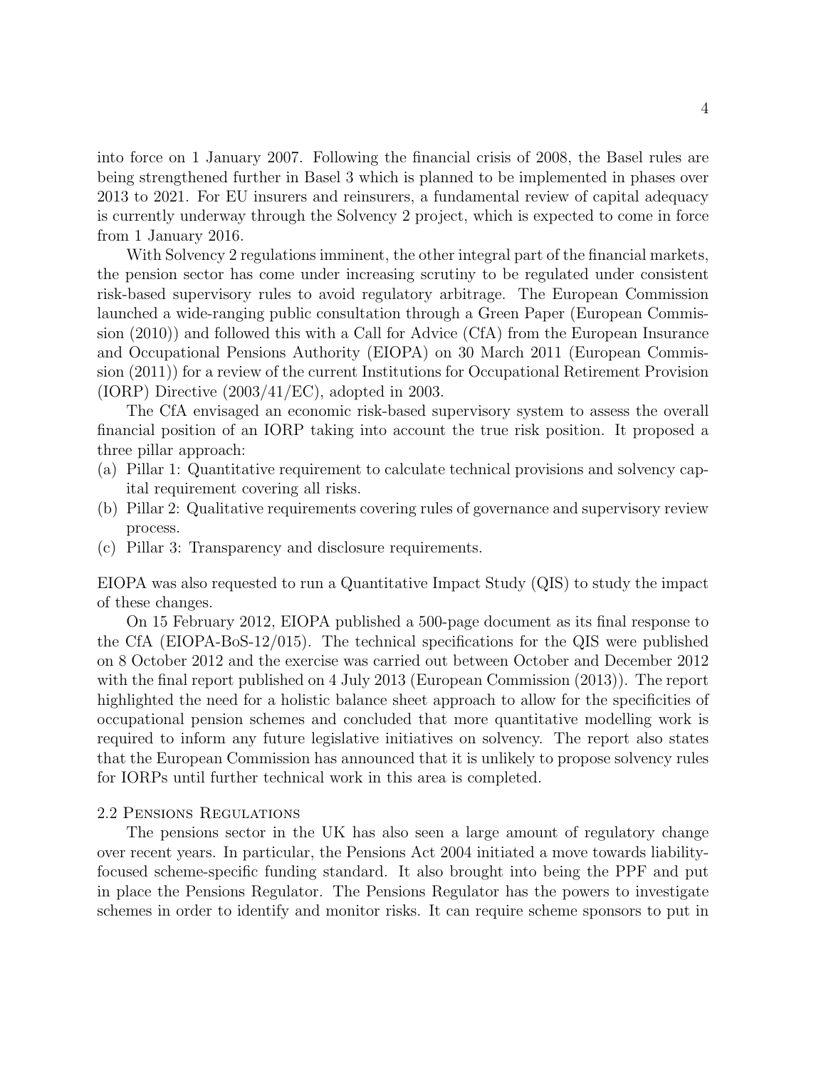into force on 1 January 2007. Following the financial crisis of 2008, the Basel rules are being strengthened further in Basel 3 which is planned to be implemented in phases over 2013 to 2021. For EU insurers and reinsurers, a fundamental review of capital adequacy is currently underway through the Solvency 2 project, which is expected to come in force from 1 January 2016.

With Solvency 2 regulations imminent, the other integral part of the financial markets, the pension sector has come under increasing scrutiny to be regulated under consistent risk-based supervisory rules to avoid regulatory arbitrage. The European Commission launched a wide-ranging public consultation through a Green Paper (European Commission (2010)) and followed this with a Call for Advice (CfA) from the European Insurance and Occupational Pensions Authority (EIOPA) on 30 March 2011 (European Commission (2011)) for a review of the current Institutions for Occupational Retirement Provision (IORP) Directive (2003/41/EC), adopted in 2003.

The CfA envisaged an economic risk-based supervisory system to assess the overall financial position of an IORP taking into account the true risk position. It proposed a three pillar approach:

(a) Pillar 1: Quantitative requirement to calculate technical provisions and solvency capital requirement covering all risks.
(b) Pillar 2: Qualitative requirements covering rules of governance and supervisory review process.
(c) Pillar 3: Transparency and disclosure requirements.

EIOPA was also requested to run a Quantitative Impact Study (QIS) to study the impact of these changes.

On 15 February 2012, EIOPA published a 500-page document as its final response to the CfA (EIOPA-BoS-12/015). The technical specifications for the QIS were published on 8 October 2012 and the exercise was carried out between October and December 2012 with the final report published on 4 July 2013 (European Commission (2013)). The report highlighted the need for a holistic balance sheet approach to allow for the specificities of occupational pension schemes and concluded that more quantitative modelling work is required to inform any future legislative initiatives on solvency. The report also states that the European Commission has announced that it is unlikely to propose solvency rules for IORPs until further technical work in this area is completed.

### 2.2 Pensions Regulations

The pensions sector in the UK has also seen a large amount of regulatory change over recent years. In particular, the Pensions Act 2004 initiated a move towards liability-focused scheme-specific funding standard. It also brought into being the PPF and put in place the Pensions Regulator. The Pensions Regulator has the powers to investigate schemes in order to identify and monitor risks. It can require scheme sponsors to put in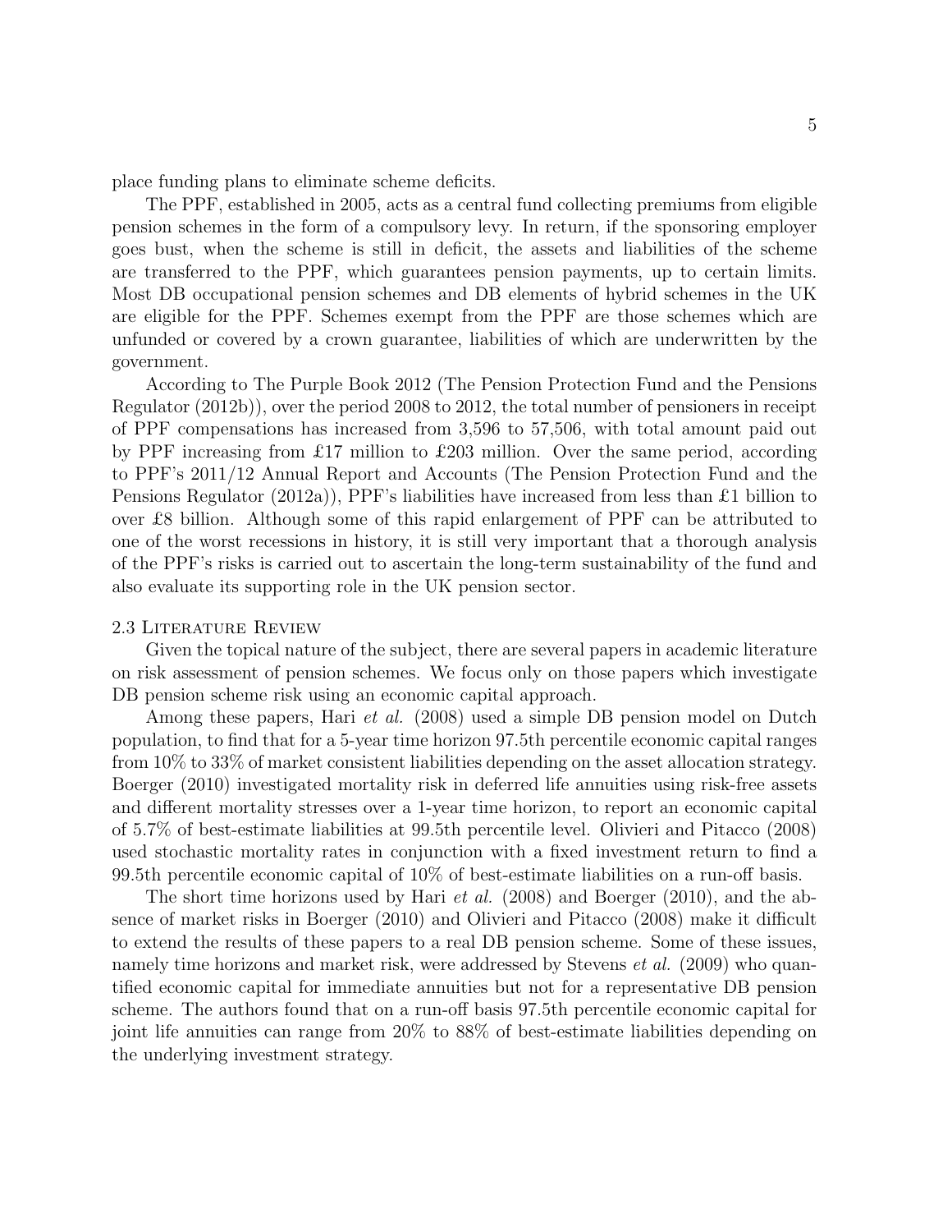place funding plans to eliminate scheme deficits.

The PPF, established in 2005, acts as a central fund collecting premiums from eligible pension schemes in the form of a compulsory levy. In return, if the sponsoring employer goes bust, when the scheme is still in deficit, the assets and liabilities of the scheme are transferred to the PPF, which guarantees pension payments, up to certain limits. Most DB occupational pension schemes and DB elements of hybrid schemes in the UK are eligible for the PPF. Schemes exempt from the PPF are those schemes which are unfunded or covered by a crown guarantee, liabilities of which are underwritten by the government.

According to The Purple Book 2012 (The Pension Protection Fund and the Pensions Regulator (2012b)), over the period 2008 to 2012, the total number of pensioners in receipt of PPF compensations has increased from 3,596 to 57,506, with total amount paid out by PPF increasing from £17 million to £203 million. Over the same period, according to PPF's 2011/12 Annual Report and Accounts (The Pension Protection Fund and the Pensions Regulator (2012a)), PPF's liabilities have increased from less than £1 billion to over £8 billion. Although some of this rapid enlargement of PPF can be attributed to one of the worst recessions in history, it is still very important that a thorough analysis of the PPF's risks is carried out to ascertain the long-term sustainability of the fund and also evaluate its supporting role in the UK pension sector.

### 2.3 Literature Review

Given the topical nature of the subject, there are several papers in academic literature on risk assessment of pension schemes. We focus only on those papers which investigate DB pension scheme risk using an economic capital approach.

Among these papers, Hari *et al.* (2008) used a simple DB pension model on Dutch population, to find that for a 5-year time horizon 97.5th percentile economic capital ranges from 10% to 33% of market consistent liabilities depending on the asset allocation strategy. Boerger (2010) investigated mortality risk in deferred life annuities using risk-free assets and different mortality stresses over a 1-year time horizon, to report an economic capital of 5.7% of best-estimate liabilities at 99.5th percentile level. Olivieri and Pitacco (2008) used stochastic mortality rates in conjunction with a fixed investment return to find a 99.5th percentile economic capital of 10% of best-estimate liabilities on a run-off basis.

The short time horizons used by Hari *et al.* (2008) and Boerger (2010), and the absence of market risks in Boerger (2010) and Olivieri and Pitacco (2008) make it difficult to extend the results of these papers to a real DB pension scheme. Some of these issues, namely time horizons and market risk, were addressed by Stevens *et al.* (2009) who quantified economic capital for immediate annuities but not for a representative DB pension scheme. The authors found that on a run-off basis 97.5th percentile economic capital for joint life annuities can range from 20% to 88% of best-estimate liabilities depending on the underlying investment strategy.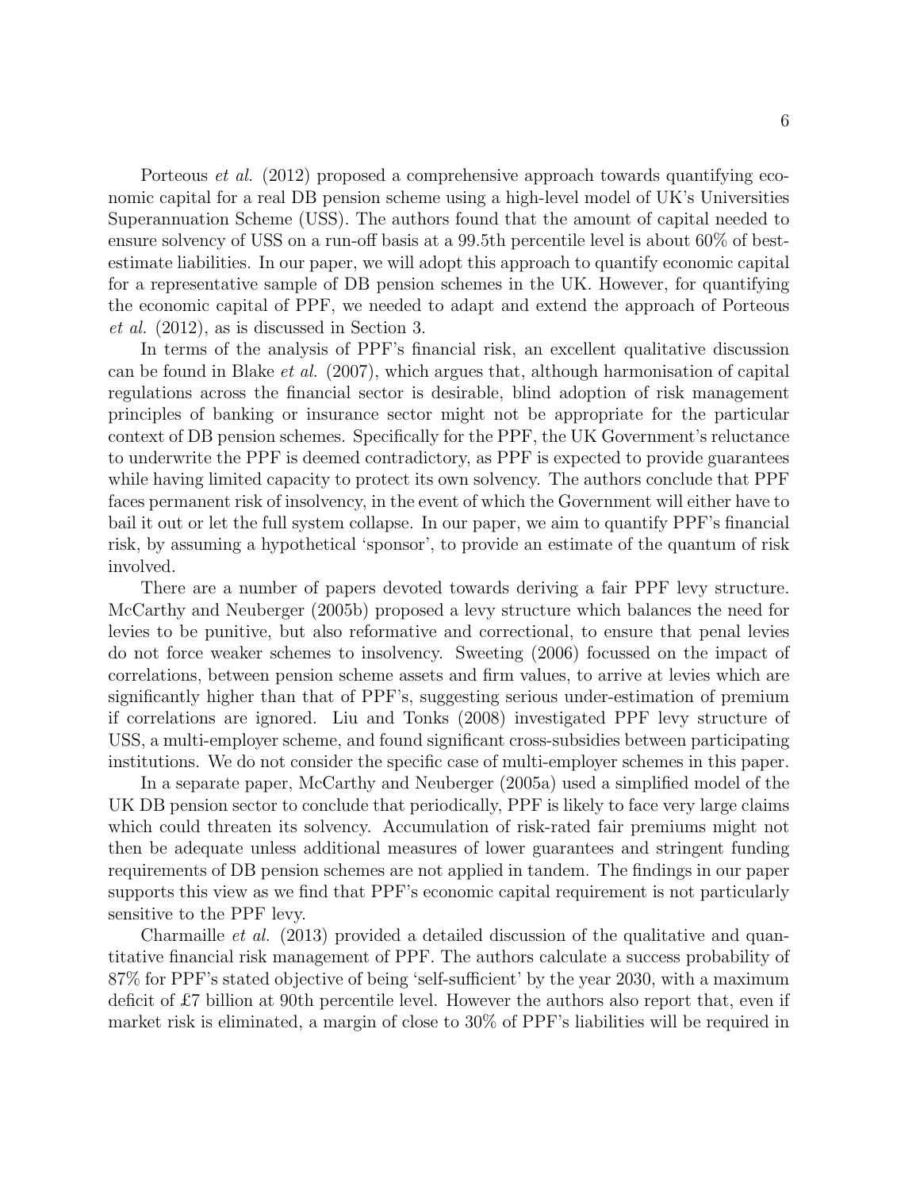Porteous *et al.* (2012) proposed a comprehensive approach towards quantifying economic capital for a real DB pension scheme using a high-level model of UK's Universities Superannuation Scheme (USS). The authors found that the amount of capital needed to ensure solvency of USS on a run-off basis at a 99.5th percentile level is about 60% of best-estimate liabilities. In our paper, we will adopt this approach to quantify economic capital for a representative sample of DB pension schemes in the UK. However, for quantifying the economic capital of PPF, we needed to adapt and extend the approach of Porteous *et al.* (2012), as is discussed in Section 3.

In terms of the analysis of PPF's financial risk, an excellent qualitative discussion can be found in Blake *et al.* (2007), which argues that, although harmonisation of capital regulations across the financial sector is desirable, blind adoption of risk management principles of banking or insurance sector might not be appropriate for the particular context of DB pension schemes. Specifically for the PPF, the UK Government's reluctance to underwrite the PPF is deemed contradictory, as PPF is expected to provide guarantees while having limited capacity to protect its own solvency. The authors conclude that PPF faces permanent risk of insolvency, in the event of which the Government will either have to bail it out or let the full system collapse. In our paper, we aim to quantify PPF's financial risk, by assuming a hypothetical 'sponsor', to provide an estimate of the quantum of risk involved.

There are a number of papers devoted towards deriving a fair PPF levy structure. McCarthy and Neuberger (2005b) proposed a levy structure which balances the need for levies to be punitive, but also reformative and correctional, to ensure that penal levies do not force weaker schemes to insolvency. Sweeting (2006) focussed on the impact of correlations, between pension scheme assets and firm values, to arrive at levies which are significantly higher than that of PPF's, suggesting serious under-estimation of premium if correlations are ignored. Liu and Tonks (2008) investigated PPF levy structure of USS, a multi-employer scheme, and found significant cross-subsidies between participating institutions. We do not consider the specific case of multi-employer schemes in this paper.

In a separate paper, McCarthy and Neuberger (2005a) used a simplified model of the UK DB pension sector to conclude that periodically, PPF is likely to face very large claims which could threaten its solvency. Accumulation of risk-rated fair premiums might not then be adequate unless additional measures of lower guarantees and stringent funding requirements of DB pension schemes are not applied in tandem. The findings in our paper supports this view as we find that PPF's economic capital requirement is not particularly sensitive to the PPF levy.

Charmaille *et al.* (2013) provided a detailed discussion of the qualitative and quantitative financial risk management of PPF. The authors calculate a success probability of 87% for PPF's stated objective of being 'self-sufficient' by the year 2030, with a maximum deficit of £7 billion at 90th percentile level. However the authors also report that, even if market risk is eliminated, a margin of close to 30% of PPF's liabilities will be required in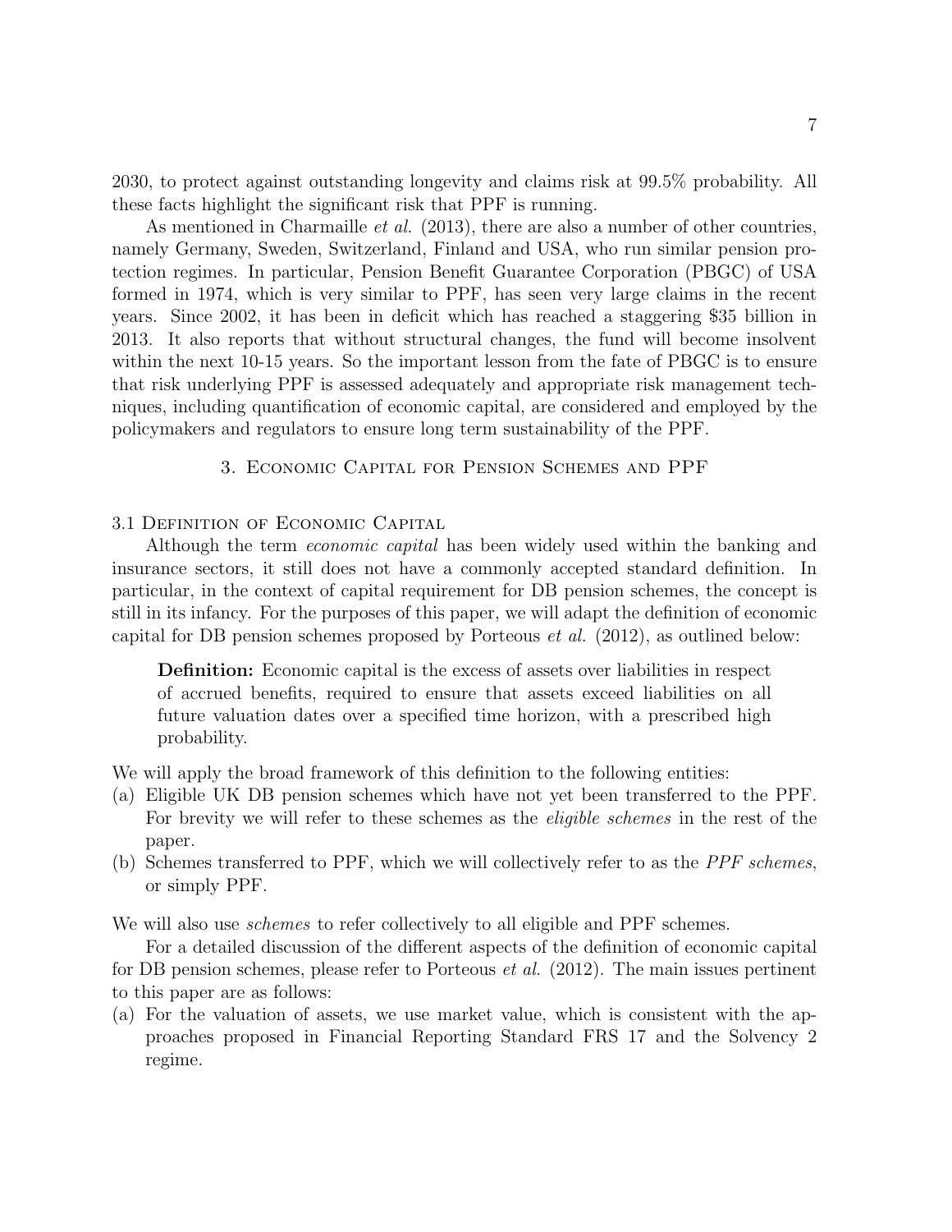2030, to protect against outstanding longevity and claims risk at 99.5% probability. All these facts highlight the significant risk that PPF is running.

As mentioned in Charmaille *et al.* (2013), there are also a number of other countries, namely Germany, Sweden, Switzerland, Finland and USA, who run similar pension protection regimes. In particular, Pension Benefit Guarantee Corporation (PBGC) of USA formed in 1974, which is very similar to PPF, has seen very large claims in the recent years. Since 2002, it has been in deficit which has reached a staggering $35 billion in 2013. It also reports that without structural changes, the fund will become insolvent within the next 10-15 years. So the important lesson from the fate of PBGC is to ensure that risk underlying PPF is assessed adequately and appropriate risk management techniques, including quantification of economic capital, are considered and employed by the policymakers and regulators to ensure long term sustainability of the PPF.

## 3. Economic Capital for Pension Schemes and PPF

### 3.1 Definition of Economic Capital

Although the term *economic capital* has been widely used within the banking and insurance sectors, it still does not have a commonly accepted standard definition. In particular, in the context of capital requirement for DB pension schemes, the concept is still in its infancy. For the purposes of this paper, we will adapt the definition of economic capital for DB pension schemes proposed by Porteous *et al.* (2012), as outlined below:

> **Definition:** Economic capital is the excess of assets over liabilities in respect of accrued benefits, required to ensure that assets exceed liabilities on all future valuation dates over a specified time horizon, with a prescribed high probability.

We will apply the broad framework of this definition to the following entities:

(a) Eligible UK DB pension schemes which have not yet been transferred to the PPF. For brevity we will refer to these schemes as the *eligible schemes* in the rest of the paper.

(b) Schemes transferred to PPF, which we will collectively refer to as the *PPF schemes*, or simply PPF.

We will also use *schemes* to refer collectively to all eligible and PPF schemes.

For a detailed discussion of the different aspects of the definition of economic capital for DB pension schemes, please refer to Porteous *et al.* (2012). The main issues pertinent to this paper are as follows:

(a) For the valuation of assets, we use market value, which is consistent with the approaches proposed in Financial Reporting Standard FRS 17 and the Solvency 2 regime.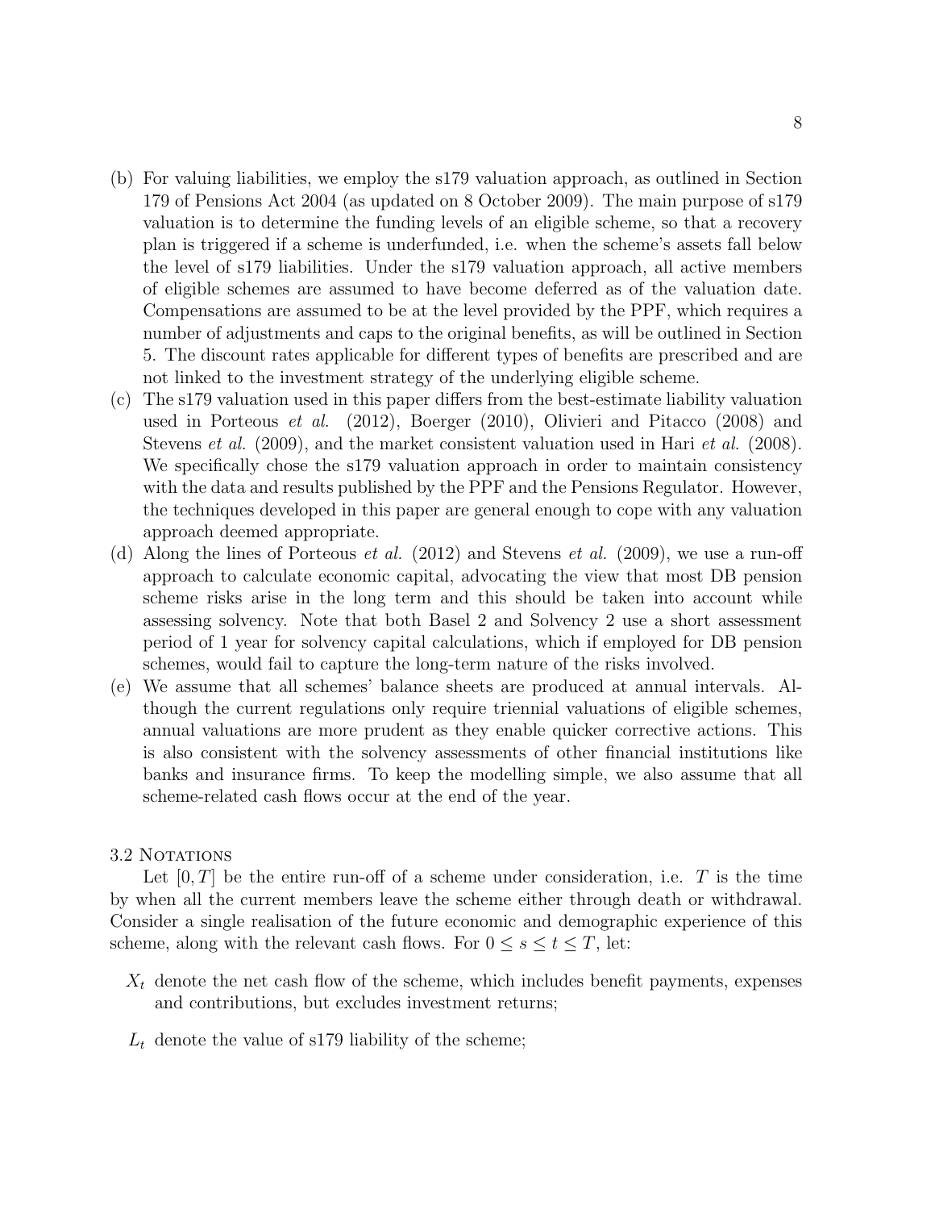(b) For valuing liabilities, we employ the s179 valuation approach, as outlined in Section 179 of Pensions Act 2004 (as updated on 8 October 2009). The main purpose of s179 valuation is to determine the funding levels of an eligible scheme, so that a recovery plan is triggered if a scheme is underfunded, i.e. when the scheme's assets fall below the level of s179 liabilities. Under the s179 valuation approach, all active members of eligible schemes are assumed to have become deferred as of the valuation date. Compensations are assumed to be at the level provided by the PPF, which requires a number of adjustments and caps to the original benefits, as will be outlined in Section 5. The discount rates applicable for different types of benefits are prescribed and are not linked to the investment strategy of the underlying eligible scheme.

(c) The s179 valuation used in this paper differs from the best-estimate liability valuation used in Porteous *et al.* (2012), Boerger (2010), Olivieri and Pitacco (2008) and Stevens *et al.* (2009), and the market consistent valuation used in Hari *et al.* (2008). We specifically chose the s179 valuation approach in order to maintain consistency with the data and results published by the PPF and the Pensions Regulator. However, the techniques developed in this paper are general enough to cope with any valuation approach deemed appropriate.

(d) Along the lines of Porteous *et al.* (2012) and Stevens *et al.* (2009), we use a run-off approach to calculate economic capital, advocating the view that most DB pension scheme risks arise in the long term and this should be taken into account while assessing solvency. Note that both Basel 2 and Solvency 2 use a short assessment period of 1 year for solvency capital calculations, which if employed for DB pension schemes, would fail to capture the long-term nature of the risks involved.

(e) We assume that all schemes' balance sheets are produced at annual intervals. Although the current regulations only require triennial valuations of eligible schemes, annual valuations are more prudent as they enable quicker corrective actions. This is also consistent with the solvency assessments of other financial institutions like banks and insurance firms. To keep the modelling simple, we also assume that all scheme-related cash flows occur at the end of the year.

### 3.2 Notations

Let $[0, T]$ be the entire run-off of a scheme under consideration, i.e. $T$ is the time by when all the current members leave the scheme either through death or withdrawal. Consider a single realisation of the future economic and demographic experience of this scheme, along with the relevant cash flows. For $0 \leq s \leq t \leq T$, let:

- $X_t$ denote the net cash flow of the scheme, which includes benefit payments, expenses and contributions, but excludes investment returns;
- $L_t$ denote the value of s179 liability of the scheme;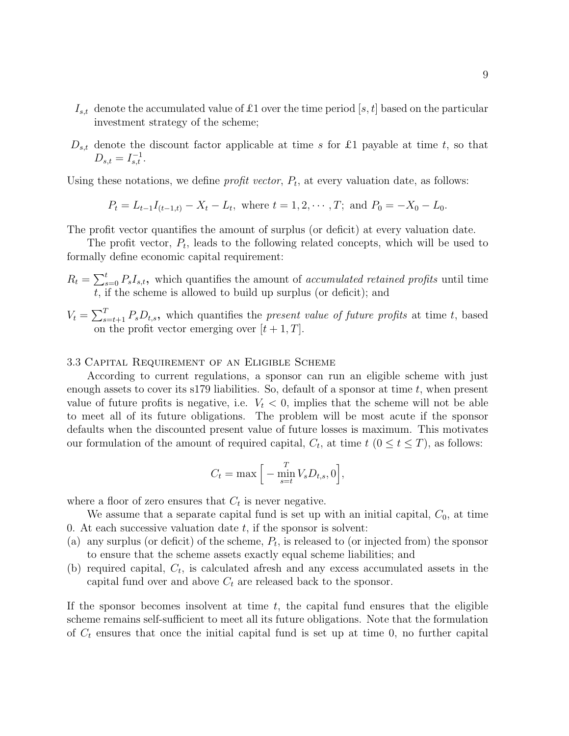- $I_{s,t}$ denote the accumulated value of £1 over the time period $[s, t]$ based on the particular investment strategy of the scheme;
- $D_{s,t}$ denote the discount factor applicable at time $s$ for £1 payable at time $t$, so that $D_{s,t} = I_{s,t}^{-1}$.

Using these notations, we define *profit vector*, $P_t$, at every valuation date, as follows:

$$P_t = L_{t-1} I_{(t-1,t)} - X_t - L_t, \text{ where } t = 1, 2, \cdots, T; \text{ and } P_0 = -X_0 - L_0.$$

The profit vector quantifies the amount of surplus (or deficit) at every valuation date.

The profit vector, $P_t$, leads to the following related concepts, which will be used to formally define economic capital requirement:

- $R_t = \sum_{s=0}^{t} P_s I_{s,t}$, which quantifies the amount of *accumulated retained profits* until time $t$, if the scheme is allowed to build up surplus (or deficit); and
- $V_t = \sum_{s=t+1}^{T} P_s D_{t,s}$, which quantifies the *present value of future profits* at time $t$, based on the profit vector emerging over $[t+1, T]$.

### 3.3 Capital Requirement of an Eligible Scheme

According to current regulations, a sponsor can run an eligible scheme with just enough assets to cover its s179 liabilities. So, default of a sponsor at time $t$, when present value of future profits is negative, i.e. $V_t < 0$, implies that the scheme will not be able to meet all of its future obligations. The problem will be most acute if the sponsor defaults when the discounted present value of future losses is maximum. This motivates our formulation of the amount of required capital, $C_t$, at time $t$ $(0 \leq t \leq T)$, as follows:

$$C_t = \max\Big[ -\min_{s=t}^{T} V_s D_{t,s}, 0 \Big],$$

where a floor of zero ensures that $C_t$ is never negative.

We assume that a separate capital fund is set up with an initial capital, $C_0$, at time 0. At each successive valuation date $t$, if the sponsor is solvent:

(a) any surplus (or deficit) of the scheme, $P_t$, is released to (or injected from) the sponsor to ensure that the scheme assets exactly equal scheme liabilities; and

(b) required capital, $C_t$, is calculated afresh and any excess accumulated assets in the capital fund over and above $C_t$ are released back to the sponsor.

If the sponsor becomes insolvent at time $t$, the capital fund ensures that the eligible scheme remains self-sufficient to meet all its future obligations. Note that the formulation of $C_t$ ensures that once the initial capital fund is set up at time 0, no further capital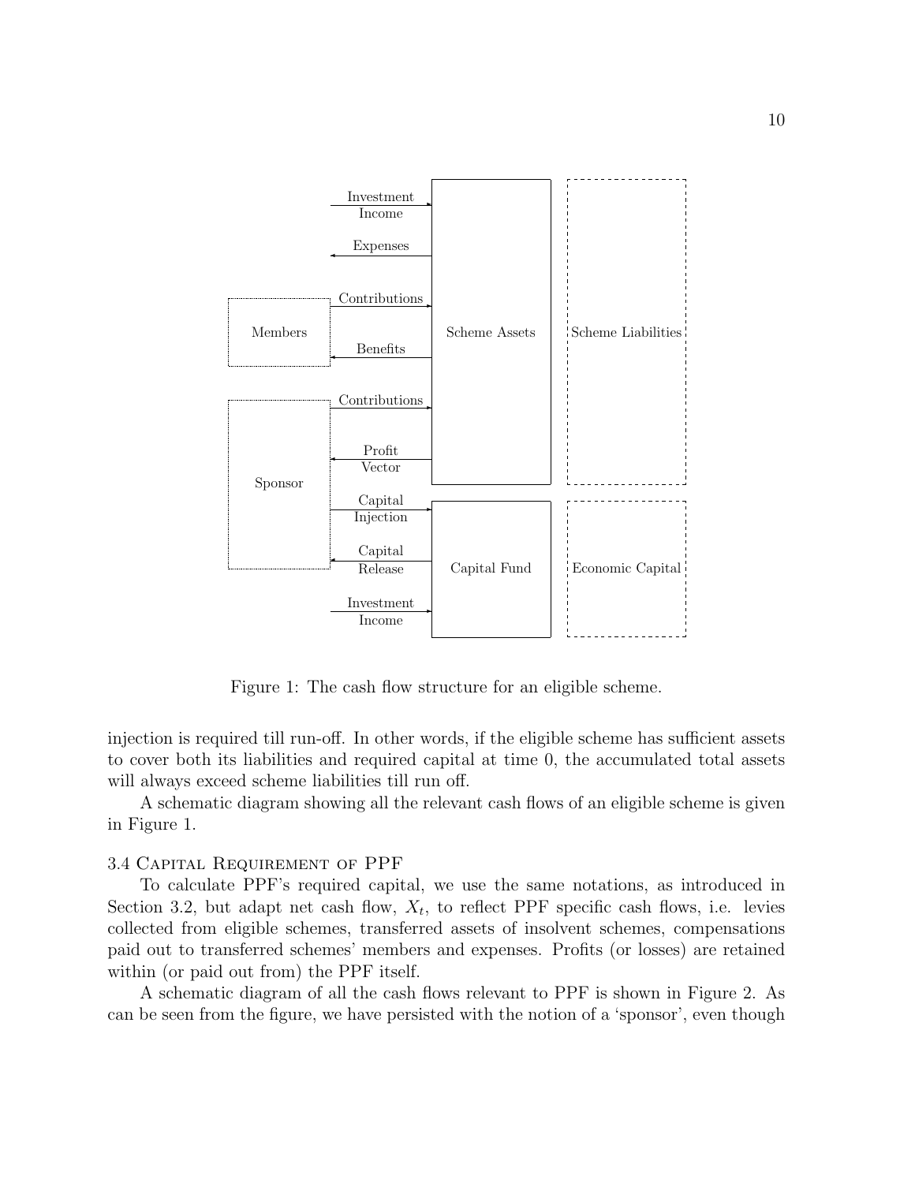Figure 1: The cash flow structure for an eligible scheme.

injection is required till run-off. In other words, if the eligible scheme has sufficient assets to cover both its liabilities and required capital at time 0, the accumulated total assets will always exceed scheme liabilities till run off.

A schematic diagram showing all the relevant cash flows of an eligible scheme is given in Figure 1.

### 3.4 Capital Requirement of PPF

To calculate PPF's required capital, we use the same notations, as introduced in Section 3.2, but adapt net cash flow, $X_t$, to reflect PPF specific cash flows, i.e. levies collected from eligible schemes, transferred assets of insolvent schemes, compensations paid out to transferred schemes' members and expenses. Profits (or losses) are retained within (or paid out from) the PPF itself.

A schematic diagram of all the cash flows relevant to PPF is shown in Figure 2. As can be seen from the figure, we have persisted with the notion of a 'sponsor', even though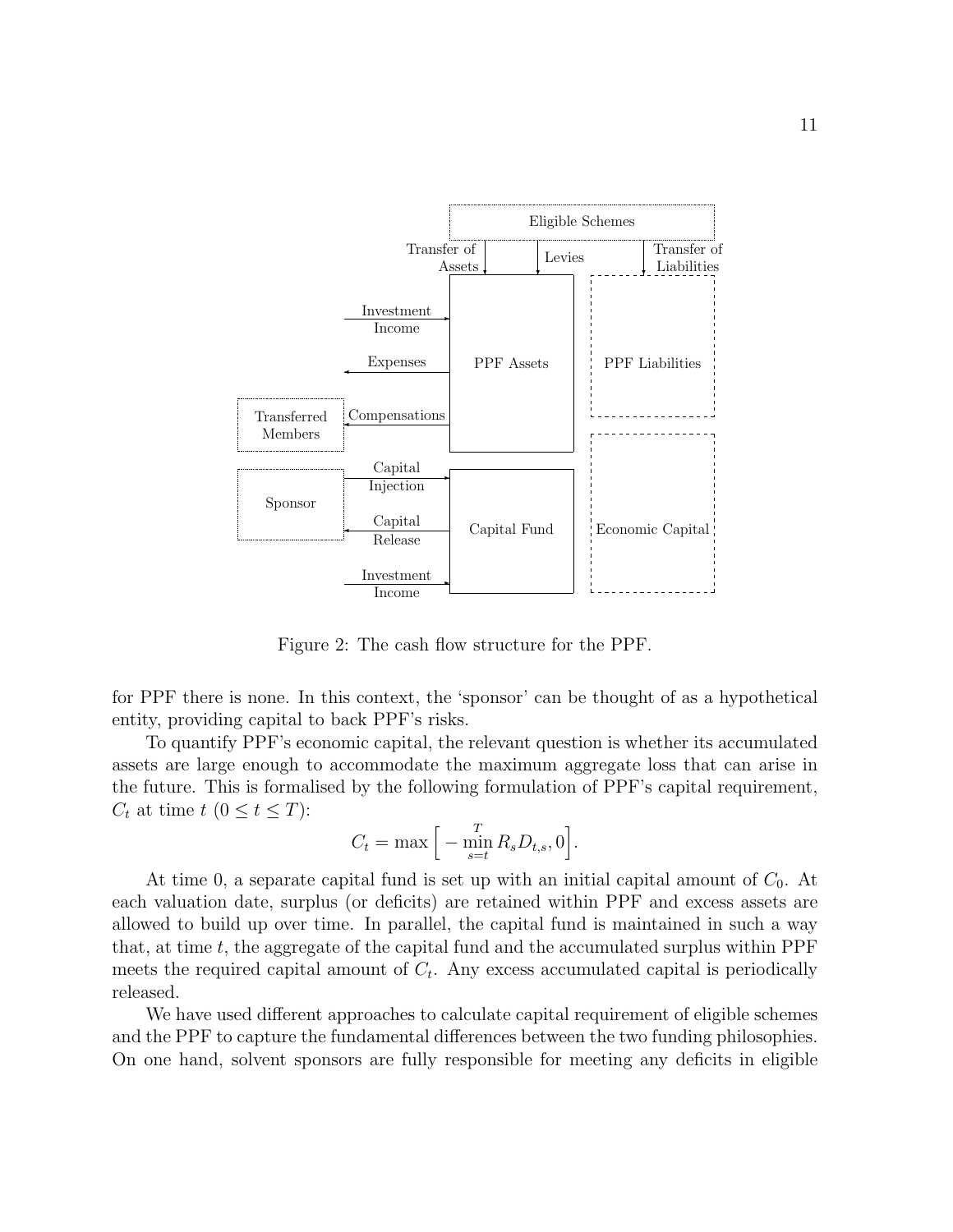Figure 2: The cash flow structure for the PPF.

for PPF there is none. In this context, the 'sponsor' can be thought of as a hypothetical entity, providing capital to back PPF's risks.

To quantify PPF's economic capital, the relevant question is whether its accumulated assets are large enough to accommodate the maximum aggregate loss that can arise in the future. This is formalised by the following formulation of PPF's capital requirement, $C_t$ at time $t$ ($0 \leq t \leq T$):

$$C_t = \max\Big[-\min_{s=t}^{T} R_s D_{t,s}, 0\Big].$$

At time 0, a separate capital fund is set up with an initial capital amount of $C_0$. At each valuation date, surplus (or deficits) are retained within PPF and excess assets are allowed to build up over time. In parallel, the capital fund is maintained in such a way that, at time $t$, the aggregate of the capital fund and the accumulated surplus within PPF meets the required capital amount of $C_t$. Any excess accumulated capital is periodically released.

We have used different approaches to calculate capital requirement of eligible schemes and the PPF to capture the fundamental differences between the two funding philosophies. On one hand, solvent sponsors are fully responsible for meeting any deficits in eligible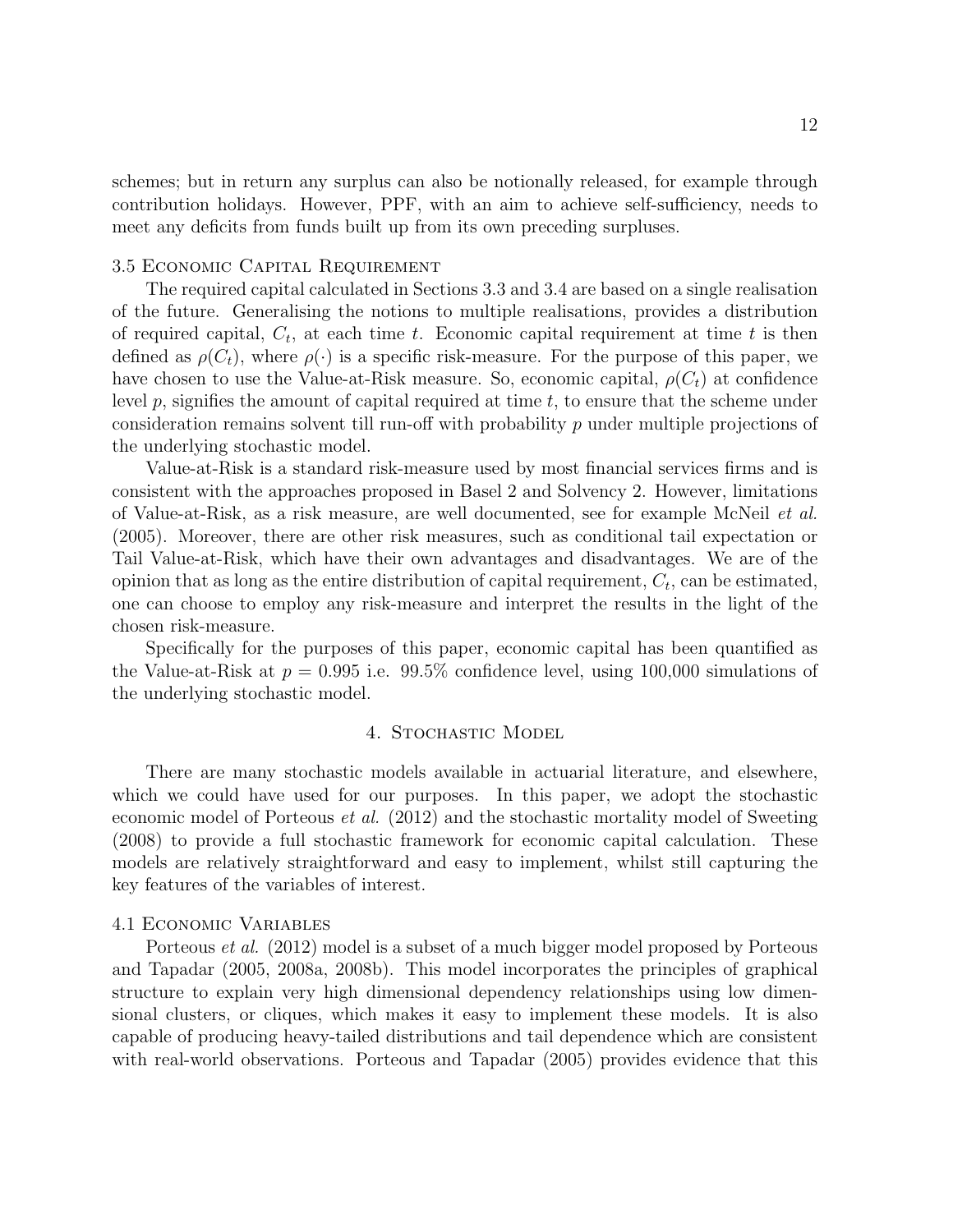schemes; but in return any surplus can also be notionally released, for example through contribution holidays. However, PPF, with an aim to achieve self-sufficiency, needs to meet any deficits from funds built up from its own preceding surpluses.

### 3.5 Economic Capital Requirement

The required capital calculated in Sections 3.3 and 3.4 are based on a single realisation of the future. Generalising the notions to multiple realisations, provides a distribution of required capital, $C_t$, at each time $t$. Economic capital requirement at time $t$ is then defined as $\rho(C_t)$, where $\rho(\cdot)$ is a specific risk-measure. For the purpose of this paper, we have chosen to use the Value-at-Risk measure. So, economic capital, $\rho(C_t)$ at confidence level $p$, signifies the amount of capital required at time $t$, to ensure that the scheme under consideration remains solvent till run-off with probability $p$ under multiple projections of the underlying stochastic model.

Value-at-Risk is a standard risk-measure used by most financial services firms and is consistent with the approaches proposed in Basel 2 and Solvency 2. However, limitations of Value-at-Risk, as a risk measure, are well documented, see for example McNeil *et al.* (2005). Moreover, there are other risk measures, such as conditional tail expectation or Tail Value-at-Risk, which have their own advantages and disadvantages. We are of the opinion that as long as the entire distribution of capital requirement, $C_t$, can be estimated, one can choose to employ any risk-measure and interpret the results in the light of the chosen risk-measure.

Specifically for the purposes of this paper, economic capital has been quantified as the Value-at-Risk at $p = 0.995$ i.e. 99.5% confidence level, using 100,000 simulations of the underlying stochastic model.

## 4. Stochastic Model

There are many stochastic models available in actuarial literature, and elsewhere, which we could have used for our purposes. In this paper, we adopt the stochastic economic model of Porteous *et al.* (2012) and the stochastic mortality model of Sweeting (2008) to provide a full stochastic framework for economic capital calculation. These models are relatively straightforward and easy to implement, whilst still capturing the key features of the variables of interest.

### 4.1 Economic Variables

Porteous *et al.* (2012) model is a subset of a much bigger model proposed by Porteous and Tapadar (2005, 2008a, 2008b). This model incorporates the principles of graphical structure to explain very high dimensional dependency relationships using low dimensional clusters, or cliques, which makes it easy to implement these models. It is also capable of producing heavy-tailed distributions and tail dependence which are consistent with real-world observations. Porteous and Tapadar (2005) provides evidence that this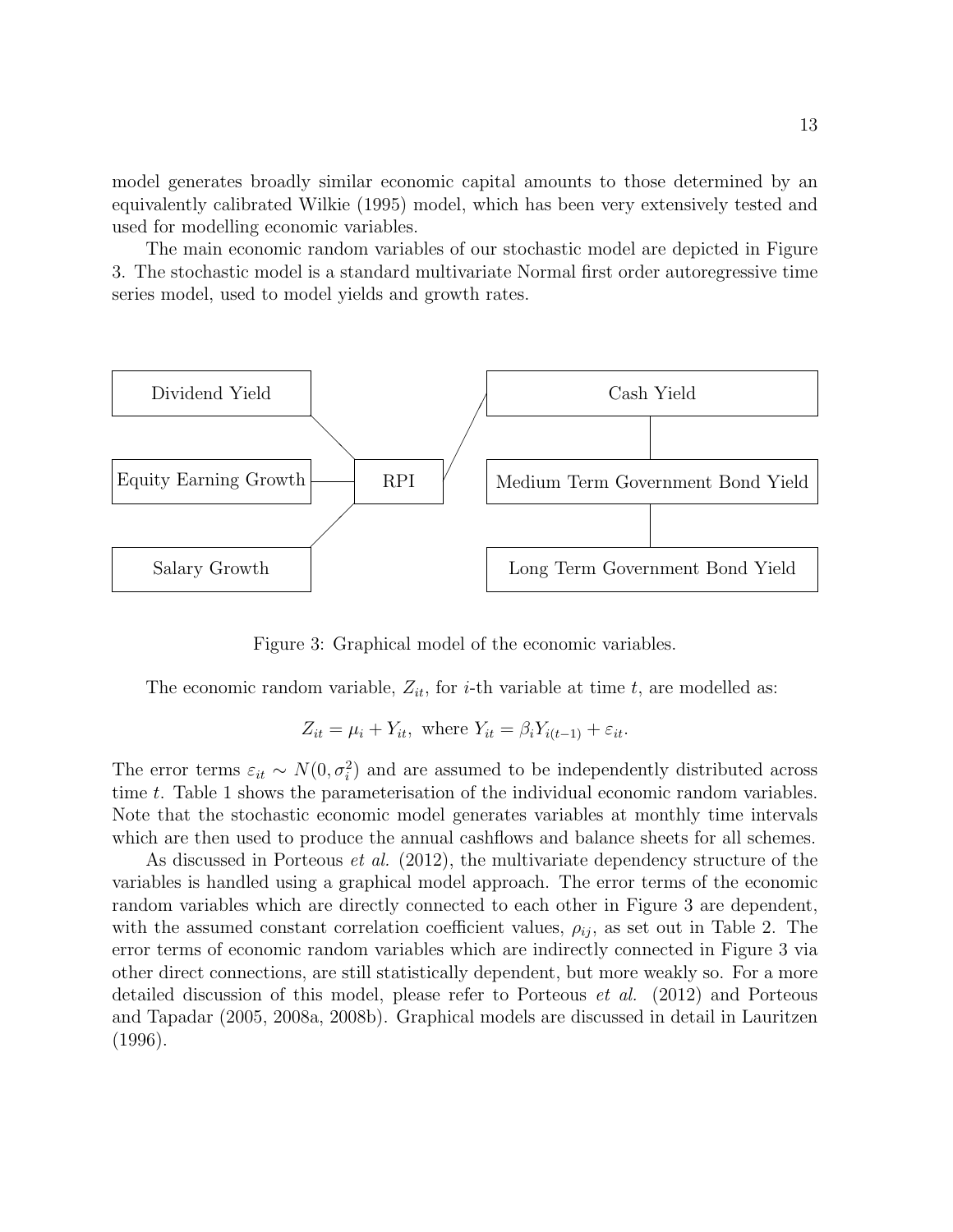model generates broadly similar economic capital amounts to those determined by an equivalently calibrated Wilkie (1995) model, which has been very extensively tested and used for modelling economic variables.

The main economic random variables of our stochastic model are depicted in Figure 3. The stochastic model is a standard multivariate Normal first order autoregressive time series model, used to model yields and growth rates.

Dividend Yield | Equity Earning Growth | Salary Growth | RPI | Cash Yield | Medium Term Government Bond Yield | Long Term Government Bond Yield

Figure 3: Graphical model of the economic variables.

The economic random variable, $Z_{it}$, for $i$-th variable at time $t$, are modelled as:

$$Z_{it} = \mu_i + Y_{it}, \text{ where } Y_{it} = \beta_i Y_{i(t-1)} + \varepsilon_{it}.$$

The error terms $\varepsilon_{it} \sim N(0, \sigma_i^2)$ and are assumed to be independently distributed across time $t$. Table 1 shows the parameterisation of the individual economic random variables. Note that the stochastic economic model generates variables at monthly time intervals which are then used to produce the annual cashflows and balance sheets for all schemes.

As discussed in Porteous *et al.* (2012), the multivariate dependency structure of the variables is handled using a graphical model approach. The error terms of the economic random variables which are directly connected to each other in Figure 3 are dependent, with the assumed constant correlation coefficient values, $\rho_{ij}$, as set out in Table 2. The error terms of economic random variables which are indirectly connected in Figure 3 via other direct connections, are still statistically dependent, but more weakly so. For a more detailed discussion of this model, please refer to Porteous *et al.* (2012) and Porteous and Tapadar (2005, 2008a, 2008b). Graphical models are discussed in detail in Lauritzen (1996).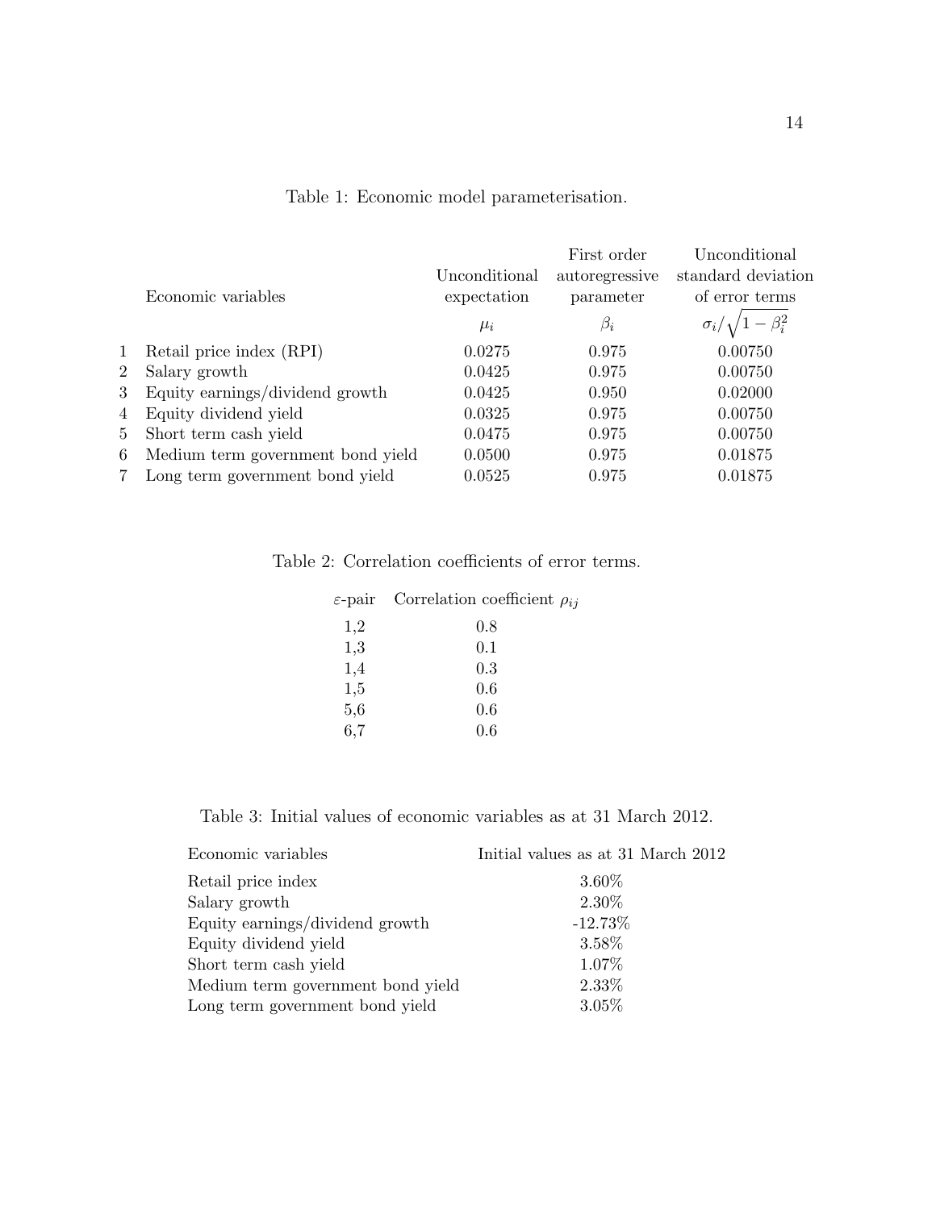Table 1: Economic model parameterisation.

| | Economic variables | Unconditional expectation | First order autoregressive parameter | Unconditional standard deviation of error terms |
|---|---|---|---|---|
| | | $\mu_i$ | $\beta_i$ | $\sigma_i/\sqrt{1-\beta_i^2}$ |
| 1 | Retail price index (RPI) | 0.0275 | 0.975 | 0.00750 |
| 2 | Salary growth | 0.0425 | 0.975 | 0.00750 |
| 3 | Equity earnings/dividend growth | 0.0425 | 0.950 | 0.02000 |
| 4 | Equity dividend yield | 0.0325 | 0.975 | 0.00750 |
| 5 | Short term cash yield | 0.0475 | 0.975 | 0.00750 |
| 6 | Medium term government bond yield | 0.0500 | 0.975 | 0.01875 |
| 7 | Long term government bond yield | 0.0525 | 0.975 | 0.01875 |

Table 2: Correlation coefficients of error terms.

| $\varepsilon$-pair | Correlation coefficient $\rho_{ij}$ |
|---|---|
| 1,2 | 0.8 |
| 1,3 | 0.1 |
| 1,4 | 0.3 |
| 1,5 | 0.6 |
| 5,6 | 0.6 |
| 6,7 | 0.6 |

Table 3: Initial values of economic variables as at 31 March 2012.

| Economic variables | Initial values as at 31 March 2012 |
|---|---|
| Retail price index | 3.60% |
| Salary growth | 2.30% |
| Equity earnings/dividend growth | -12.73% |
| Equity dividend yield | 3.58% |
| Short term cash yield | 1.07% |
| Medium term government bond yield | 2.33% |
| Long term government bond yield | 3.05% |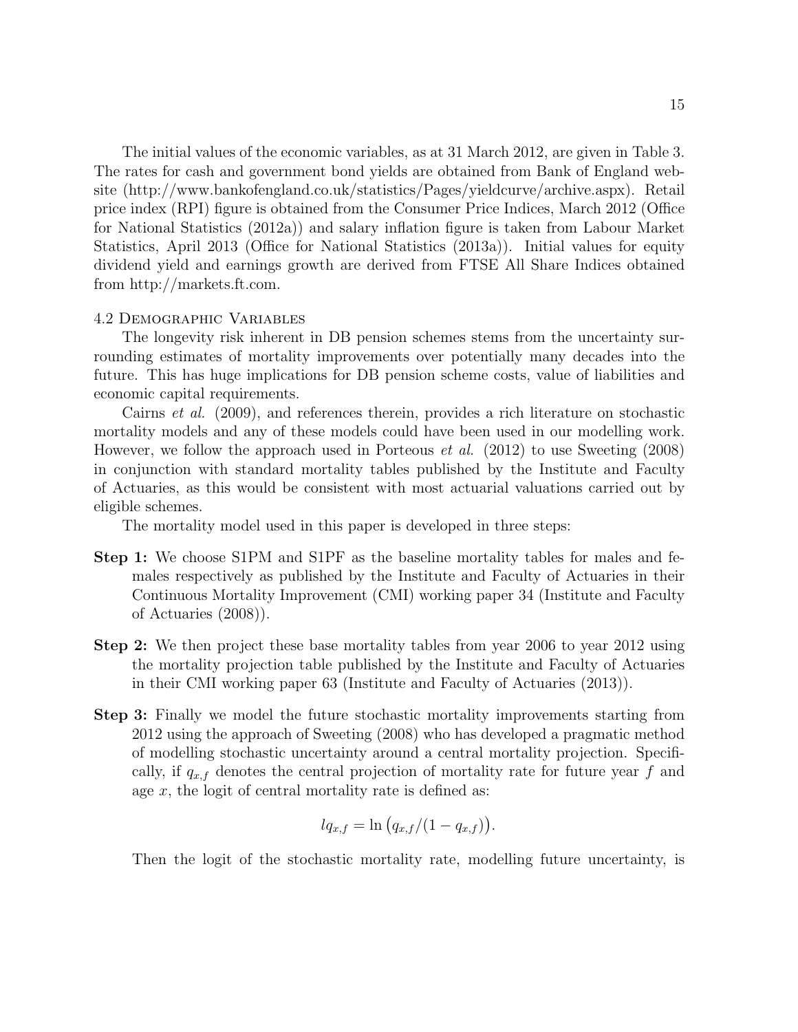The initial values of the economic variables, as at 31 March 2012, are given in Table 3. The rates for cash and government bond yields are obtained from Bank of England website (http://www.bankofengland.co.uk/statistics/Pages/yieldcurve/archive.aspx). Retail price index (RPI) figure is obtained from the Consumer Price Indices, March 2012 (Office for National Statistics (2012a)) and salary inflation figure is taken from Labour Market Statistics, April 2013 (Office for National Statistics (2013a)). Initial values for equity dividend yield and earnings growth are derived from FTSE All Share Indices obtained from http://markets.ft.com.

### 4.2 Demographic Variables

The longevity risk inherent in DB pension schemes stems from the uncertainty surrounding estimates of mortality improvements over potentially many decades into the future. This has huge implications for DB pension scheme costs, value of liabilities and economic capital requirements.

Cairns *et al.* (2009), and references therein, provides a rich literature on stochastic mortality models and any of these models could have been used in our modelling work. However, we follow the approach used in Porteous *et al.* (2012) to use Sweeting (2008) in conjunction with standard mortality tables published by the Institute and Faculty of Actuaries, as this would be consistent with most actuarial valuations carried out by eligible schemes.

The mortality model used in this paper is developed in three steps:

**Step 1:** We choose S1PM and S1PF as the baseline mortality tables for males and females respectively as published by the Institute and Faculty of Actuaries in their Continuous Mortality Improvement (CMI) working paper 34 (Institute and Faculty of Actuaries (2008)).

**Step 2:** We then project these base mortality tables from year 2006 to year 2012 using the mortality projection table published by the Institute and Faculty of Actuaries in their CMI working paper 63 (Institute and Faculty of Actuaries (2013)).

**Step 3:** Finally we model the future stochastic mortality improvements starting from 2012 using the approach of Sweeting (2008) who has developed a pragmatic method of modelling stochastic uncertainty around a central mortality projection. Specifically, if $q_{x,f}$ denotes the central projection of mortality rate for future year $f$ and age $x$, the logit of central mortality rate is defined as:

$$lq_{x,f} = \ln\big(q_{x,f}/(1 - q_{x,f})\big).$$

Then the logit of the stochastic mortality rate, modelling future uncertainty, is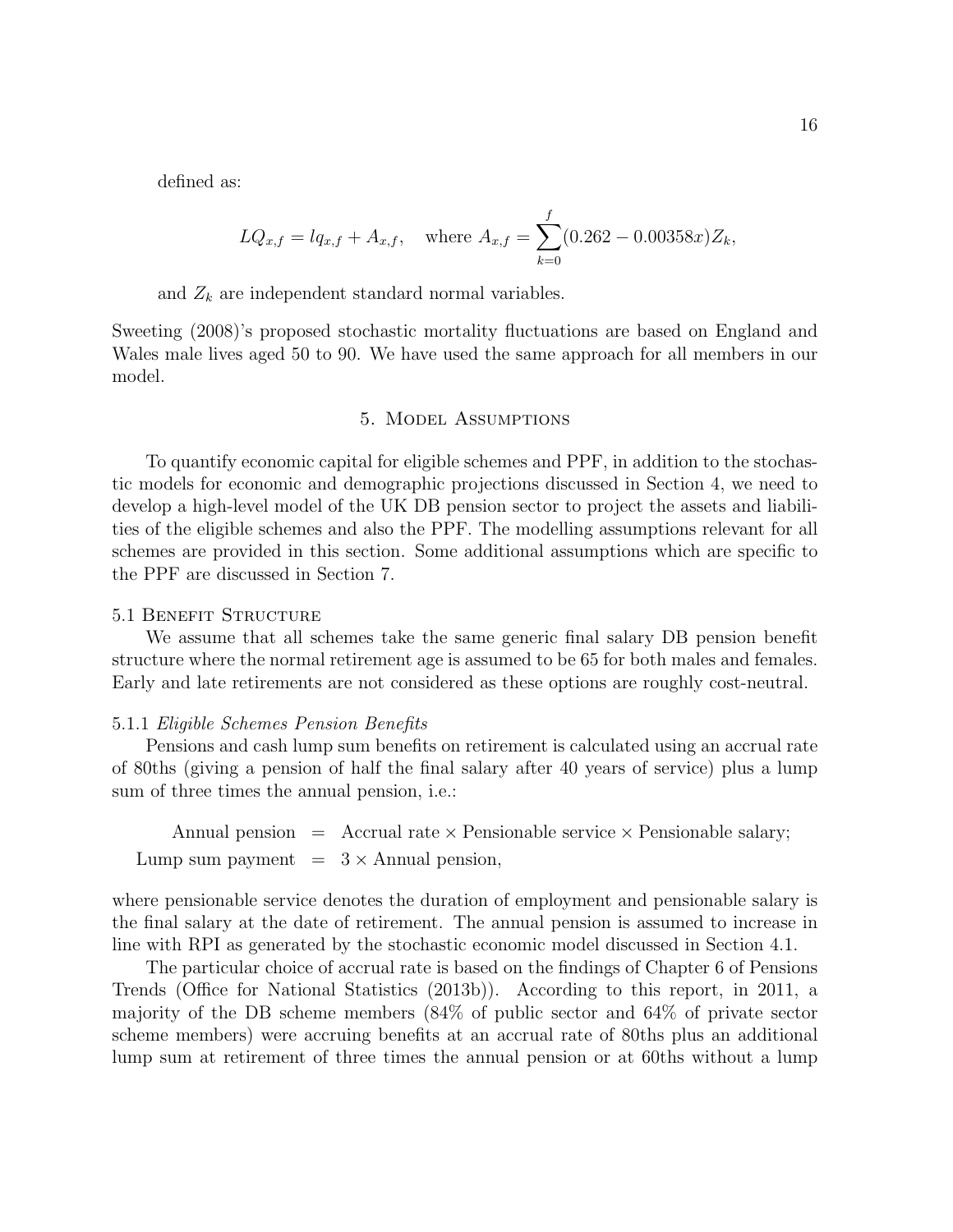defined as:

$$LQ_{x,f} = lq_{x,f} + A_{x,f}, \quad \text{where } A_{x,f} = \sum_{k=0}^{f} (0.262 - 0.00358x) Z_k,$$

and $Z_k$ are independent standard normal variables.

Sweeting (2008)'s proposed stochastic mortality fluctuations are based on England and Wales male lives aged 50 to 90. We have used the same approach for all members in our model.

## 5. Model Assumptions

To quantify economic capital for eligible schemes and PPF, in addition to the stochastic models for economic and demographic projections discussed in Section 4, we need to develop a high-level model of the UK DB pension sector to project the assets and liabilities of the eligible schemes and also the PPF. The modelling assumptions relevant for all schemes are provided in this section. Some additional assumptions which are specific to the PPF are discussed in Section 7.

### 5.1 Benefit Structure

We assume that all schemes take the same generic final salary DB pension benefit structure where the normal retirement age is assumed to be 65 for both males and females. Early and late retirements are not considered as these options are roughly cost-neutral.

#### 5.1.1 *Eligible Schemes Pension Benefits*

Pensions and cash lump sum benefits on retirement is calculated using an accrual rate of 80ths (giving a pension of half the final salary after 40 years of service) plus a lump sum of three times the annual pension, i.e.:

$$\begin{aligned} \text{Annual pension} &= \text{Accrual rate} \times \text{Pensionable service} \times \text{Pensionable salary}; \\ \text{Lump sum payment} &= 3 \times \text{Annual pension}, \end{aligned}$$

where pensionable service denotes the duration of employment and pensionable salary is the final salary at the date of retirement. The annual pension is assumed to increase in line with RPI as generated by the stochastic economic model discussed in Section 4.1.

The particular choice of accrual rate is based on the findings of Chapter 6 of Pensions Trends (Office for National Statistics (2013b)). According to this report, in 2011, a majority of the DB scheme members (84% of public sector and 64% of private sector scheme members) were accruing benefits at an accrual rate of 80ths plus an additional lump sum at retirement of three times the annual pension or at 60ths without a lump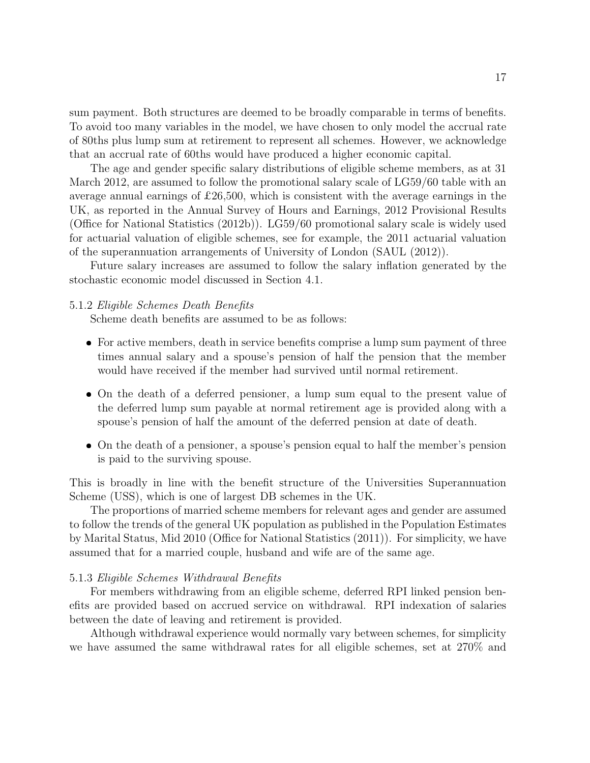sum payment. Both structures are deemed to be broadly comparable in terms of benefits. To avoid too many variables in the model, we have chosen to only model the accrual rate of 80ths plus lump sum at retirement to represent all schemes. However, we acknowledge that an accrual rate of 60ths would have produced a higher economic capital.

The age and gender specific salary distributions of eligible scheme members, as at 31 March 2012, are assumed to follow the promotional salary scale of LG59/60 table with an average annual earnings of £26,500, which is consistent with the average earnings in the UK, as reported in the Annual Survey of Hours and Earnings, 2012 Provisional Results (Office for National Statistics (2012b)). LG59/60 promotional salary scale is widely used for actuarial valuation of eligible schemes, see for example, the 2011 actuarial valuation of the superannuation arrangements of University of London (SAUL (2012)).

Future salary increases are assumed to follow the salary inflation generated by the stochastic economic model discussed in Section 4.1.

#### 5.1.2 *Eligible Schemes Death Benefits*

Scheme death benefits are assumed to be as follows:

- For active members, death in service benefits comprise a lump sum payment of three times annual salary and a spouse's pension of half the pension that the member would have received if the member had survived until normal retirement.
- On the death of a deferred pensioner, a lump sum equal to the present value of the deferred lump sum payable at normal retirement age is provided along with a spouse's pension of half the amount of the deferred pension at date of death.
- On the death of a pensioner, a spouse's pension equal to half the member's pension is paid to the surviving spouse.

This is broadly in line with the benefit structure of the Universities Superannuation Scheme (USS), which is one of largest DB schemes in the UK.

The proportions of married scheme members for relevant ages and gender are assumed to follow the trends of the general UK population as published in the Population Estimates by Marital Status, Mid 2010 (Office for National Statistics (2011)). For simplicity, we have assumed that for a married couple, husband and wife are of the same age.

#### 5.1.3 *Eligible Schemes Withdrawal Benefits*

For members withdrawing from an eligible scheme, deferred RPI linked pension benefits are provided based on accrued service on withdrawal. RPI indexation of salaries between the date of leaving and retirement is provided.

Although withdrawal experience would normally vary between schemes, for simplicity we have assumed the same withdrawal rates for all eligible schemes, set at 270% and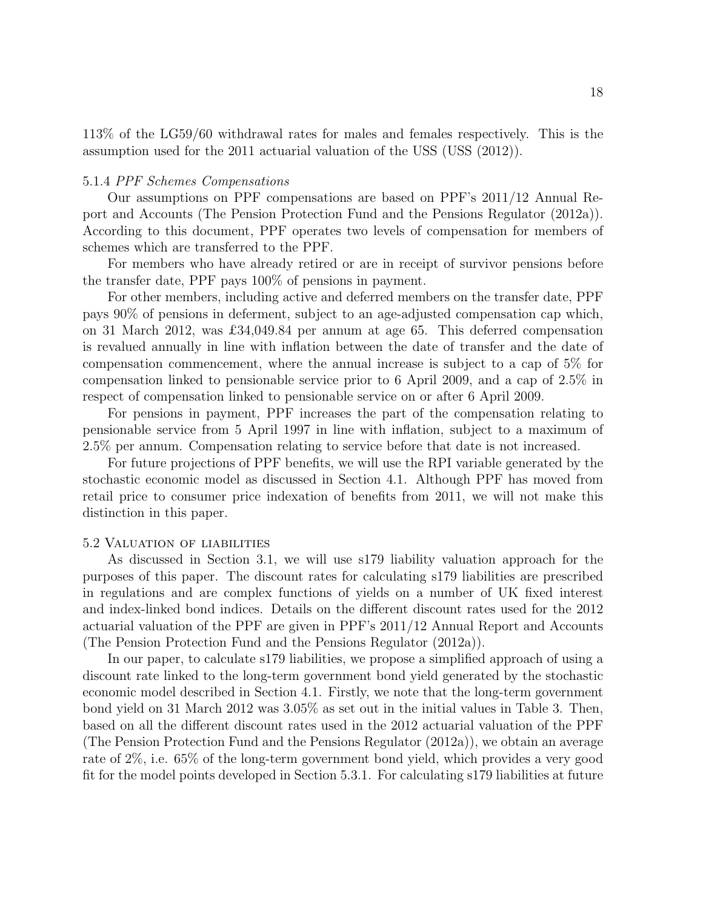113% of the LG59/60 withdrawal rates for males and females respectively. This is the assumption used for the 2011 actuarial valuation of the USS (USS (2012)).

#### 5.1.4 *PPF Schemes Compensations*

Our assumptions on PPF compensations are based on PPF's 2011/12 Annual Report and Accounts (The Pension Protection Fund and the Pensions Regulator (2012a)). According to this document, PPF operates two levels of compensation for members of schemes which are transferred to the PPF.

For members who have already retired or are in receipt of survivor pensions before the transfer date, PPF pays 100% of pensions in payment.

For other members, including active and deferred members on the transfer date, PPF pays 90% of pensions in deferment, subject to an age-adjusted compensation cap which, on 31 March 2012, was £34,049.84 per annum at age 65. This deferred compensation is revalued annually in line with inflation between the date of transfer and the date of compensation commencement, where the annual increase is subject to a cap of 5% for compensation linked to pensionable service prior to 6 April 2009, and a cap of 2.5% in respect of compensation linked to pensionable service on or after 6 April 2009.

For pensions in payment, PPF increases the part of the compensation relating to pensionable service from 5 April 1997 in line with inflation, subject to a maximum of 2.5% per annum. Compensation relating to service before that date is not increased.

For future projections of PPF benefits, we will use the RPI variable generated by the stochastic economic model as discussed in Section 4.1. Although PPF has moved from retail price to consumer price indexation of benefits from 2011, we will not make this distinction in this paper.

### 5.2 Valuation of liabilities

As discussed in Section 3.1, we will use s179 liability valuation approach for the purposes of this paper. The discount rates for calculating s179 liabilities are prescribed in regulations and are complex functions of yields on a number of UK fixed interest and index-linked bond indices. Details on the different discount rates used for the 2012 actuarial valuation of the PPF are given in PPF's 2011/12 Annual Report and Accounts (The Pension Protection Fund and the Pensions Regulator (2012a)).

In our paper, to calculate s179 liabilities, we propose a simplified approach of using a discount rate linked to the long-term government bond yield generated by the stochastic economic model described in Section 4.1. Firstly, we note that the long-term government bond yield on 31 March 2012 was 3.05% as set out in the initial values in Table 3. Then, based on all the different discount rates used in the 2012 actuarial valuation of the PPF (The Pension Protection Fund and the Pensions Regulator (2012a)), we obtain an average rate of 2%, i.e. 65% of the long-term government bond yield, which provides a very good fit for the model points developed in Section 5.3.1. For calculating s179 liabilities at future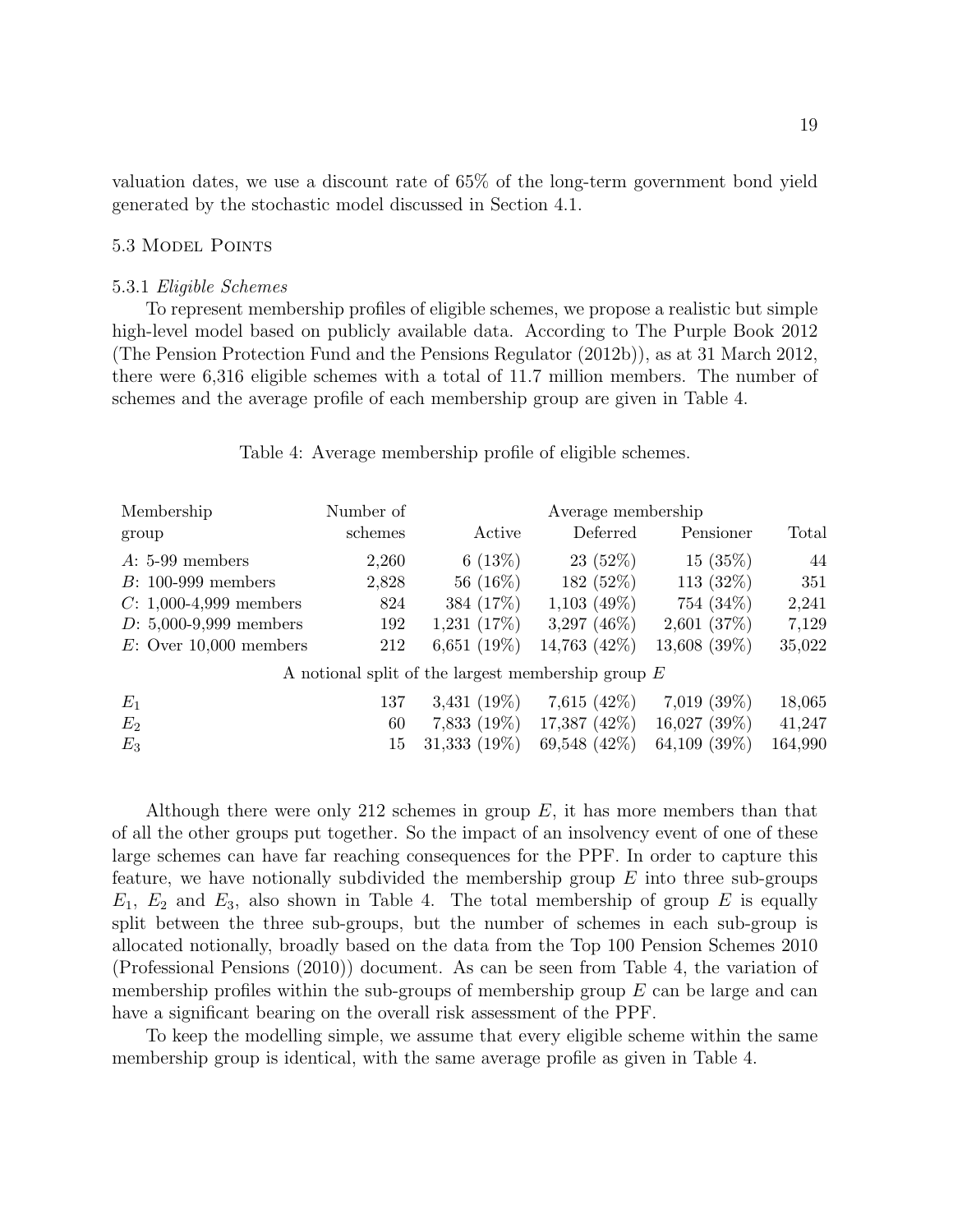valuation dates, we use a discount rate of 65% of the long-term government bond yield generated by the stochastic model discussed in Section 4.1.

### 5.3 Model Points

#### 5.3.1 *Eligible Schemes*

To represent membership profiles of eligible schemes, we propose a realistic but simple high-level model based on publicly available data. According to The Purple Book 2012 (The Pension Protection Fund and the Pensions Regulator (2012b)), as at 31 March 2012, there were 6,316 eligible schemes with a total of 11.7 million members. The number of schemes and the average profile of each membership group are given in Table 4.

Table 4: Average membership profile of eligible schemes.

| Membership group | Number of schemes | Average membership Active | Deferred | Pensioner | Total |
|---|---|---|---|---|---|
| $A$: 5-99 members | 2,260 | 6 (13%) | 23 (52%) | 15 (35%) | 44 |
| $B$: 100-999 members | 2,828 | 56 (16%) | 182 (52%) | 113 (32%) | 351 |
| $C$: 1,000-4,999 members | 824 | 384 (17%) | 1,103 (49%) | 754 (34%) | 2,241 |
| $D$: 5,000-9,999 members | 192 | 1,231 (17%) | 3,297 (46%) | 2,601 (37%) | 7,129 |
| $E$: Over 10,000 members | 212 | 6,651 (19%) | 14,763 (42%) | 13,608 (39%) | 35,022 |
| A notional split of the largest membership group $E$ | | | | | |
| $E_1$ | 137 | 3,431 (19%) | 7,615 (42%) | 7,019 (39%) | 18,065 |
| $E_2$ | 60 | 7,833 (19%) | 17,387 (42%) | 16,027 (39%) | 41,247 |
| $E_3$ | 15 | 31,333 (19%) | 69,548 (42%) | 64,109 (39%) | 164,990 |

Although there were only 212 schemes in group $E$, it has more members than that of all the other groups put together. So the impact of an insolvency event of one of these large schemes can have far reaching consequences for the PPF. In order to capture this feature, we have notionally subdivided the membership group $E$ into three sub-groups $E_1$, $E_2$ and $E_3$, also shown in Table 4. The total membership of group $E$ is equally split between the three sub-groups, but the number of schemes in each sub-group is allocated notionally, broadly based on the data from the Top 100 Pension Schemes 2010 (Professional Pensions (2010)) document. As can be seen from Table 4, the variation of membership profiles within the sub-groups of membership group $E$ can be large and can have a significant bearing on the overall risk assessment of the PPF.

To keep the modelling simple, we assume that every eligible scheme within the same membership group is identical, with the same average profile as given in Table 4.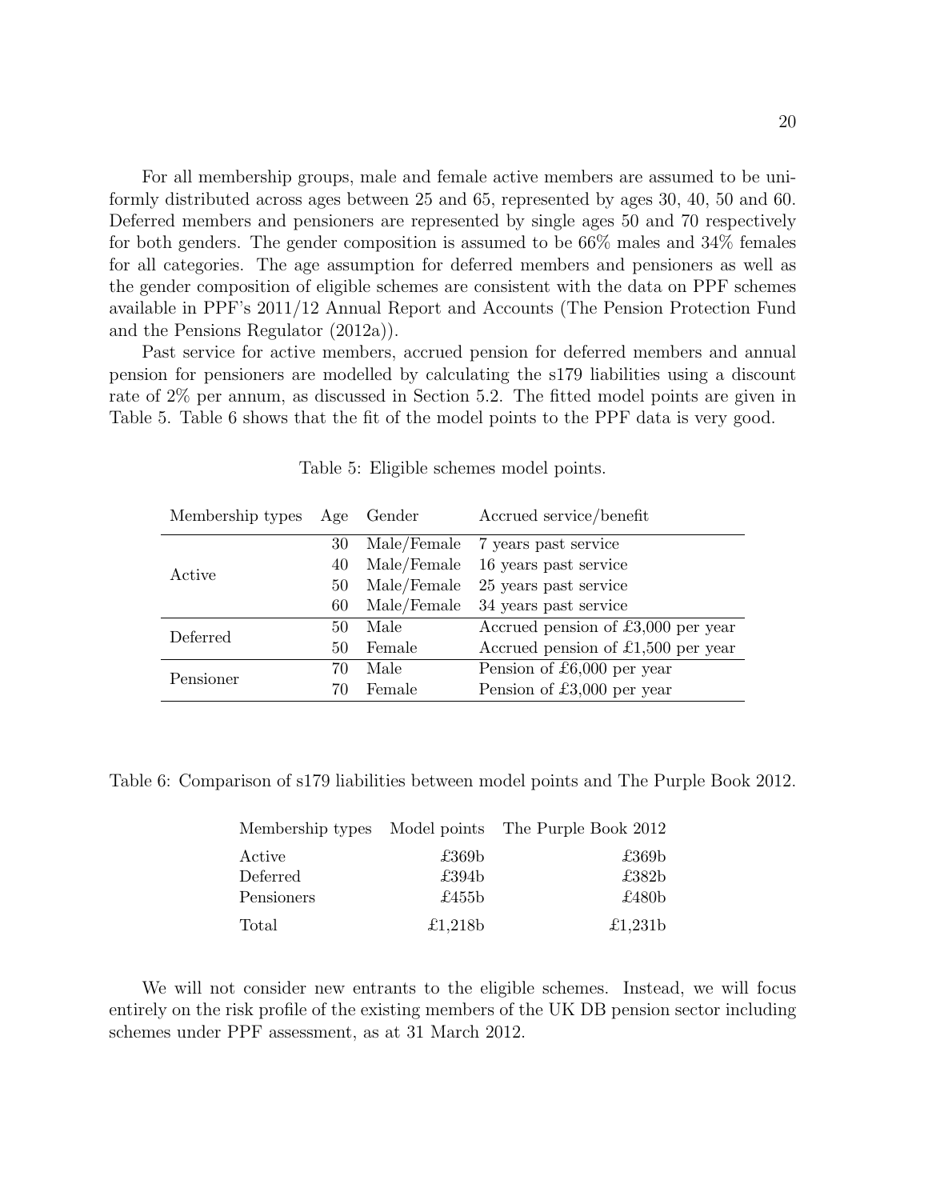For all membership groups, male and female active members are assumed to be uniformly distributed across ages between 25 and 65, represented by ages 30, 40, 50 and 60. Deferred members and pensioners are represented by single ages 50 and 70 respectively for both genders. The gender composition is assumed to be 66% males and 34% females for all categories. The age assumption for deferred members and pensioners as well as the gender composition of eligible schemes are consistent with the data on PPF schemes available in PPF's 2011/12 Annual Report and Accounts (The Pension Protection Fund and the Pensions Regulator (2012a)).

Past service for active members, accrued pension for deferred members and annual pension for pensioners are modelled by calculating the s179 liabilities using a discount rate of 2% per annum, as discussed in Section 5.2. The fitted model points are given in Table 5. Table 6 shows that the fit of the model points to the PPF data is very good.

Table 5: Eligible schemes model points.

| Membership types | Age | Gender | Accrued service/benefit |
|---|---|---|---|
| Active | 30 | Male/Female | 7 years past service |
| | 40 | Male/Female | 16 years past service |
| | 50 | Male/Female | 25 years past service |
| | 60 | Male/Female | 34 years past service |
| Deferred | 50 | Male | Accrued pension of £3,000 per year |
| | 50 | Female | Accrued pension of £1,500 per year |
| Pensioner | 70 | Male | Pension of £6,000 per year |
| | 70 | Female | Pension of £3,000 per year |

Table 6: Comparison of s179 liabilities between model points and The Purple Book 2012.

| Membership types | Model points | The Purple Book 2012 |
|---|---|---|
| Active | £369b | £369b |
| Deferred | £394b | £382b |
| Pensioners | £455b | £480b |
| Total | £1,218b | £1,231b |

We will not consider new entrants to the eligible schemes. Instead, we will focus entirely on the risk profile of the existing members of the UK DB pension sector including schemes under PPF assessment, as at 31 March 2012.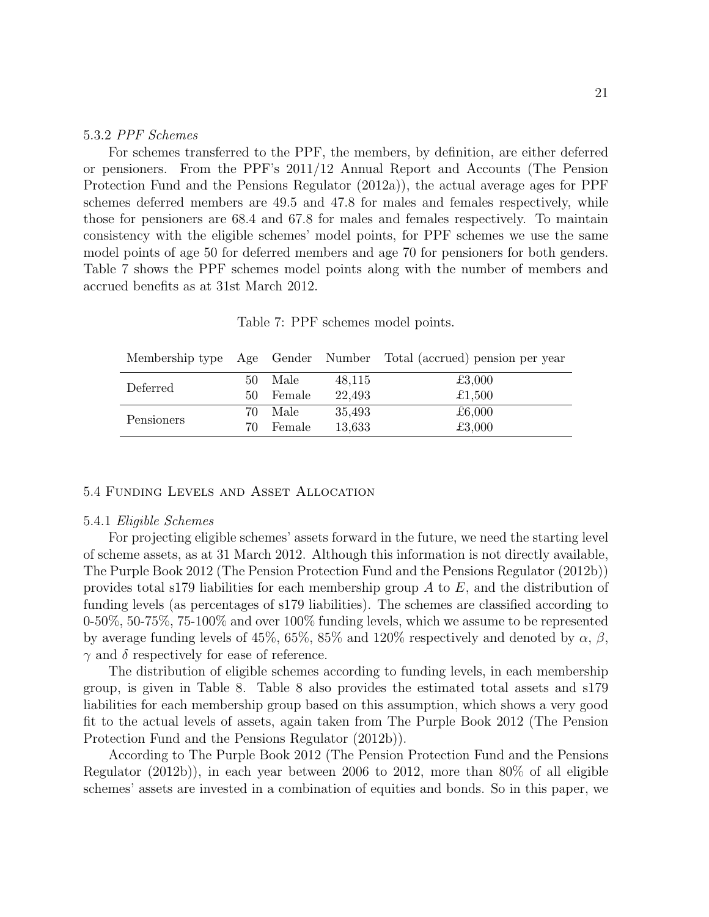#### 5.3.2 *PPF Schemes*

For schemes transferred to the PPF, the members, by definition, are either deferred or pensioners. From the PPF's 2011/12 Annual Report and Accounts (The Pension Protection Fund and the Pensions Regulator (2012a)), the actual average ages for PPF schemes deferred members are 49.5 and 47.8 for males and females respectively, while those for pensioners are 68.4 and 67.8 for males and females respectively. To maintain consistency with the eligible schemes' model points, for PPF schemes we use the same model points of age 50 for deferred members and age 70 for pensioners for both genders. Table 7 shows the PPF schemes model points along with the number of members and accrued benefits as at 31st March 2012.

Table 7: PPF schemes model points.

| Membership type | Age | Gender | Number | Total (accrued) pension per year |
|---|---|---|---|---|
| Deferred | 50 | Male | 48,115 | £3,000 |
| | 50 | Female | 22,493 | £1,500 |
| Pensioners | 70 | Male | 35,493 | £6,000 |
| | 70 | Female | 13,633 | £3,000 |

### 5.4 Funding Levels and Asset Allocation

#### 5.4.1 *Eligible Schemes*

For projecting eligible schemes' assets forward in the future, we need the starting level of scheme assets, as at 31 March 2012. Although this information is not directly available, The Purple Book 2012 (The Pension Protection Fund and the Pensions Regulator (2012b)) provides total s179 liabilities for each membership group $A$ to $E$, and the distribution of funding levels (as percentages of s179 liabilities). The schemes are classified according to 0-50%, 50-75%, 75-100% and over 100% funding levels, which we assume to be represented by average funding levels of 45%, 65%, 85% and 120% respectively and denoted by $\alpha$, $\beta$, $\gamma$ and $\delta$ respectively for ease of reference.

The distribution of eligible schemes according to funding levels, in each membership group, is given in Table 8. Table 8 also provides the estimated total assets and s179 liabilities for each membership group based on this assumption, which shows a very good fit to the actual levels of assets, again taken from The Purple Book 2012 (The Pension Protection Fund and the Pensions Regulator (2012b)).

According to The Purple Book 2012 (The Pension Protection Fund and the Pensions Regulator (2012b)), in each year between 2006 to 2012, more than 80% of all eligible schemes' assets are invested in a combination of equities and bonds. So in this paper, we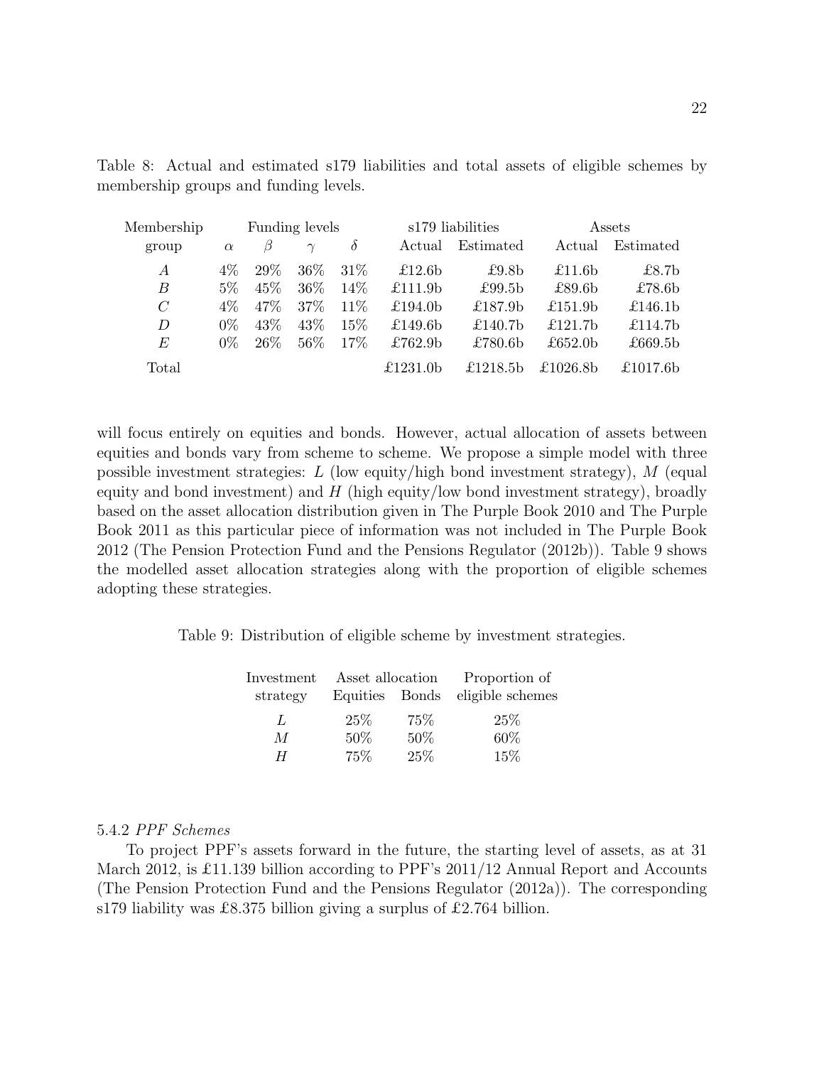Table 8: Actual and estimated s179 liabilities and total assets of eligible schemes by membership groups and funding levels.

| Membership | Funding levels | | | | s179 liabilities | | Assets | |
|---|---|---|---|---|---|---|---|---|
| group | $\alpha$ | $\beta$ | $\gamma$ | $\delta$ | Actual | Estimated | Actual | Estimated |
| $A$ | 4% | 29% | 36% | 31% | £12.6b | £9.8b | £11.6b | £8.7b |
| $B$ | 5% | 45% | 36% | 14% | £111.9b | £99.5b | £89.6b | £78.6b |
| $C$ | 4% | 47% | 37% | 11% | £194.0b | £187.9b | £151.9b | £146.1b |
| $D$ | 0% | 43% | 43% | 15% | £149.6b | £140.7b | £121.7b | £114.7b |
| $E$ | 0% | 26% | 56% | 17% | £762.9b | £780.6b | £652.0b | £669.5b |
| Total | | | | | £1231.0b | £1218.5b | £1026.8b | £1017.6b |

will focus entirely on equities and bonds. However, actual allocation of assets between equities and bonds vary from scheme to scheme. We propose a simple model with three possible investment strategies: $L$ (low equity/high bond investment strategy), $M$ (equal equity and bond investment) and $H$ (high equity/low bond investment strategy), broadly based on the asset allocation distribution given in The Purple Book 2010 and The Purple Book 2011 as this particular piece of information was not included in The Purple Book 2012 (The Pension Protection Fund and the Pensions Regulator (2012b)). Table 9 shows the modelled asset allocation strategies along with the proportion of eligible schemes adopting these strategies.

Table 9: Distribution of eligible scheme by investment strategies.

| Investment | Asset allocation | | Proportion of |
|---|---|---|---|
| strategy | Equities | Bonds | eligible schemes |
| $L$ | 25% | 75% | 25% |
| $M$ | 50% | 50% | 60% |
| $H$ | 75% | 25% | 15% |

### 5.4.2 *PPF Schemes*

To project PPF's assets forward in the future, the starting level of assets, as at 31 March 2012, is £11.139 billion according to PPF's 2011/12 Annual Report and Accounts (The Pension Protection Fund and the Pensions Regulator (2012a)). The corresponding s179 liability was £8.375 billion giving a surplus of £2.764 billion.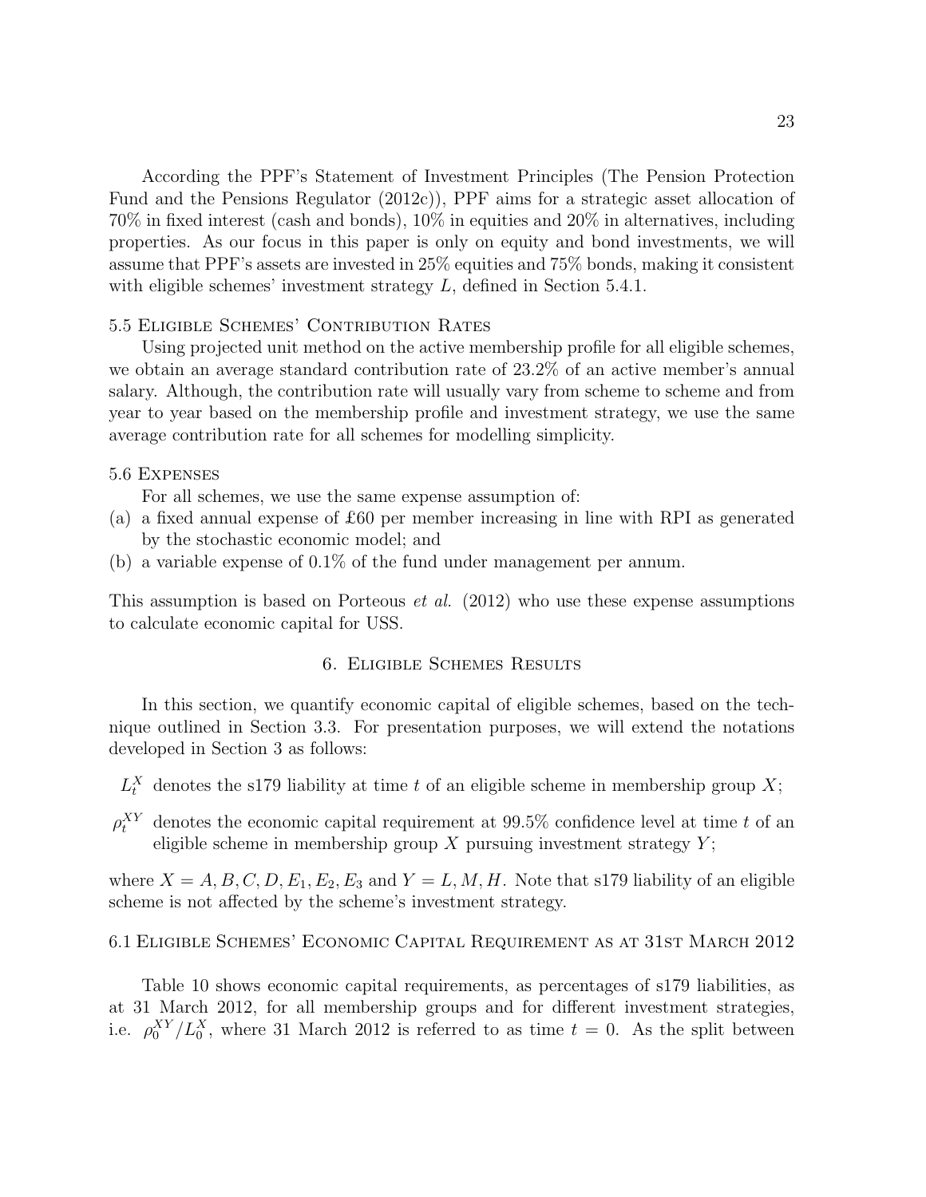According the PPF's Statement of Investment Principles (The Pension Protection Fund and the Pensions Regulator (2012c)), PPF aims for a strategic asset allocation of 70% in fixed interest (cash and bonds), 10% in equities and 20% in alternatives, including properties. As our focus in this paper is only on equity and bond investments, we will assume that PPF's assets are invested in 25% equities and 75% bonds, making it consistent with eligible schemes' investment strategy $L$, defined in Section 5.4.1.

### 5.5 Eligible Schemes' Contribution Rates

Using projected unit method on the active membership profile for all eligible schemes, we obtain an average standard contribution rate of 23.2% of an active member's annual salary. Although, the contribution rate will usually vary from scheme to scheme and from year to year based on the membership profile and investment strategy, we use the same average contribution rate for all schemes for modelling simplicity.

### 5.6 Expenses

For all schemes, we use the same expense assumption of:

(a) a fixed annual expense of £60 per member increasing in line with RPI as generated by the stochastic economic model; and

(b) a variable expense of 0.1% of the fund under management per annum.

This assumption is based on Porteous *et al.* (2012) who use these expense assumptions to calculate economic capital for USS.

## 6. Eligible Schemes Results

In this section, we quantify economic capital of eligible schemes, based on the technique outlined in Section 3.3. For presentation purposes, we will extend the notations developed in Section 3 as follows:

- $L_t^X$ denotes the s179 liability at time $t$ of an eligible scheme in membership group $X$;
- $\rho_t^{XY}$ denotes the economic capital requirement at 99.5% confidence level at time $t$ of an eligible scheme in membership group $X$ pursuing investment strategy $Y$;

where $X = A, B, C, D, E_1, E_2, E_3$ and $Y = L, M, H$. Note that s179 liability of an eligible scheme is not affected by the scheme's investment strategy.

### 6.1 Eligible Schemes' Economic Capital Requirement as at 31st March 2012

Table 10 shows economic capital requirements, as percentages of s179 liabilities, as at 31 March 2012, for all membership groups and for different investment strategies, i.e. $\rho_0^{XY}/L_0^X$, where 31 March 2012 is referred to as time $t = 0$. As the split between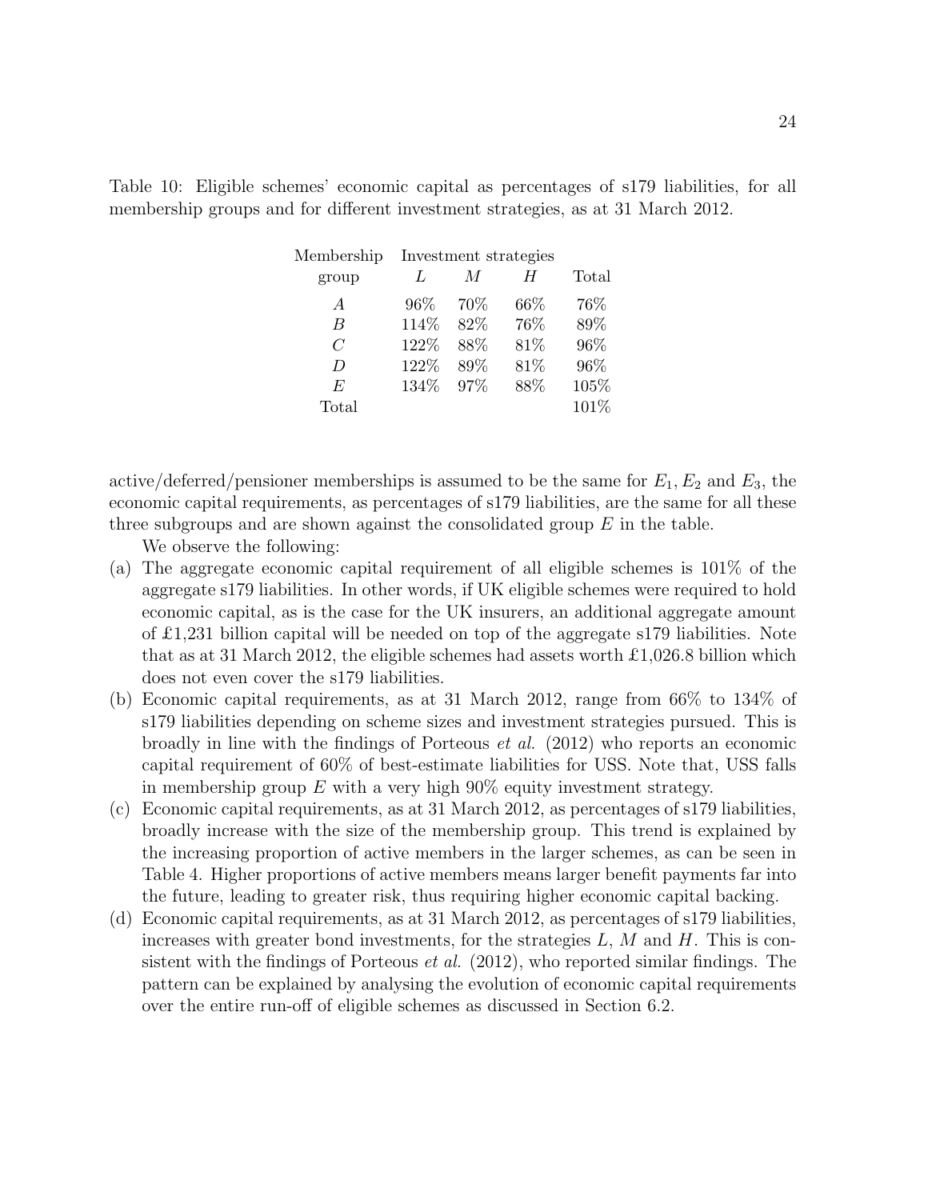Table 10: Eligible schemes' economic capital as percentages of s179 liabilities, for all membership groups and for different investment strategies, as at 31 March 2012.

| Membership | Investment strategies | | | |
|---|---|---|---|---|
| group | $L$ | $M$ | $H$ | Total |
| $A$ | 96% | 70% | 66% | 76% |
| $B$ | 114% | 82% | 76% | 89% |
| $C$ | 122% | 88% | 81% | 96% |
| $D$ | 122% | 89% | 81% | 96% |
| $E$ | 134% | 97% | 88% | 105% |
| Total | | | | 101% |

active/deferred/pensioner memberships is assumed to be the same for $E_1$, $E_2$ and $E_3$, the economic capital requirements, as percentages of s179 liabilities, are the same for all these three subgroups and are shown against the consolidated group $E$ in the table.

We observe the following:

(a) The aggregate economic capital requirement of all eligible schemes is 101% of the aggregate s179 liabilities. In other words, if UK eligible schemes were required to hold economic capital, as is the case for the UK insurers, an additional aggregate amount of £1,231 billion capital will be needed on top of the aggregate s179 liabilities. Note that as at 31 March 2012, the eligible schemes had assets worth £1,026.8 billion which does not even cover the s179 liabilities.

(b) Economic capital requirements, as at 31 March 2012, range from 66% to 134% of s179 liabilities depending on scheme sizes and investment strategies pursued. This is broadly in line with the findings of Porteous *et al.* (2012) who reports an economic capital requirement of 60% of best-estimate liabilities for USS. Note that, USS falls in membership group $E$ with a very high 90% equity investment strategy.

(c) Economic capital requirements, as at 31 March 2012, as percentages of s179 liabilities, broadly increase with the size of the membership group. This trend is explained by the increasing proportion of active members in the larger schemes, as can be seen in Table 4. Higher proportions of active members means larger benefit payments far into the future, leading to greater risk, thus requiring higher economic capital backing.

(d) Economic capital requirements, as at 31 March 2012, as percentages of s179 liabilities, increases with greater bond investments, for the strategies $L$, $M$ and $H$. This is consistent with the findings of Porteous *et al.* (2012), who reported similar findings. The pattern can be explained by analysing the evolution of economic capital requirements over the entire run-off of eligible schemes as discussed in Section 6.2.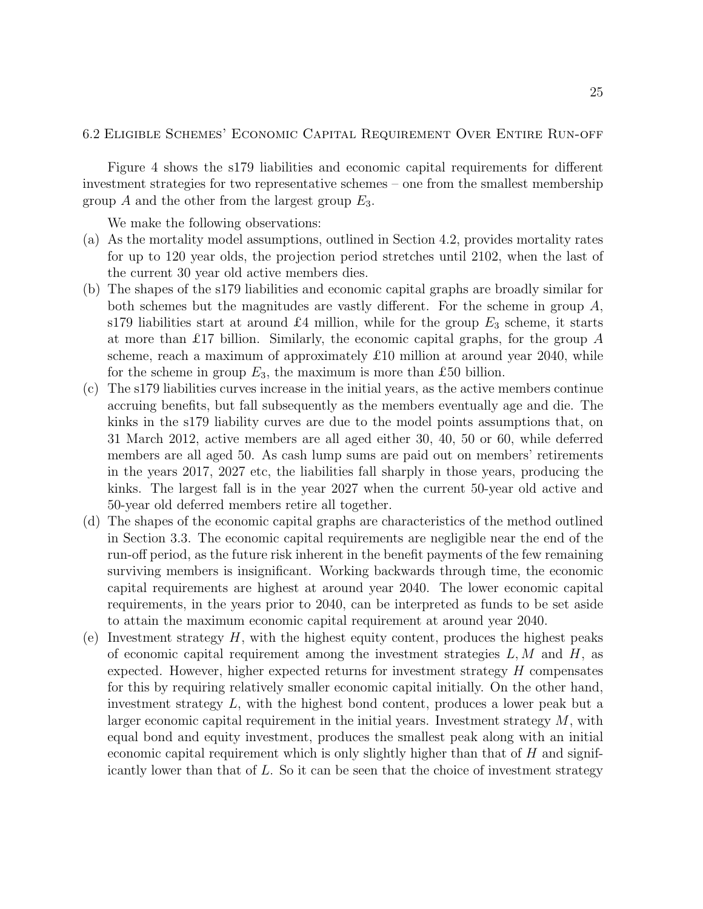## 6.2 Eligible Schemes' Economic Capital Requirement Over Entire Run-off

Figure 4 shows the s179 liabilities and economic capital requirements for different investment strategies for two representative schemes – one from the smallest membership group $A$ and the other from the largest group $E_3$.

We make the following observations:

(a) As the mortality model assumptions, outlined in Section 4.2, provides mortality rates for up to 120 year olds, the projection period stretches until 2102, when the last of the current 30 year old active members dies.

(b) The shapes of the s179 liabilities and economic capital graphs are broadly similar for both schemes but the magnitudes are vastly different. For the scheme in group $A$, s179 liabilities start at around £4 million, while for the group $E_3$ scheme, it starts at more than £17 billion. Similarly, the economic capital graphs, for the group $A$ scheme, reach a maximum of approximately £10 million at around year 2040, while for the scheme in group $E_3$, the maximum is more than £50 billion.

(c) The s179 liabilities curves increase in the initial years, as the active members continue accruing benefits, but fall subsequently as the members eventually age and die. The kinks in the s179 liability curves are due to the model points assumptions that, on 31 March 2012, active members are all aged either 30, 40, 50 or 60, while deferred members are all aged 50. As cash lump sums are paid out on members' retirements in the years 2017, 2027 etc, the liabilities fall sharply in those years, producing the kinks. The largest fall is in the year 2027 when the current 50-year old active and 50-year old deferred members retire all together.

(d) The shapes of the economic capital graphs are characteristics of the method outlined in Section 3.3. The economic capital requirements are negligible near the end of the run-off period, as the future risk inherent in the benefit payments of the few remaining surviving members is insignificant. Working backwards through time, the economic capital requirements are highest at around year 2040. The lower economic capital requirements, in the years prior to 2040, can be interpreted as funds to be set aside to attain the maximum economic capital requirement at around year 2040.

(e) Investment strategy $H$, with the highest equity content, produces the highest peaks of economic capital requirement among the investment strategies $L, M$ and $H$, as expected. However, higher expected returns for investment strategy $H$ compensates for this by requiring relatively smaller economic capital initially. On the other hand, investment strategy $L$, with the highest bond content, produces a lower peak but a larger economic capital requirement in the initial years. Investment strategy $M$, with equal bond and equity investment, produces the smallest peak along with an initial economic capital requirement which is only slightly higher than that of $H$ and significantly lower than that of $L$. So it can be seen that the choice of investment strategy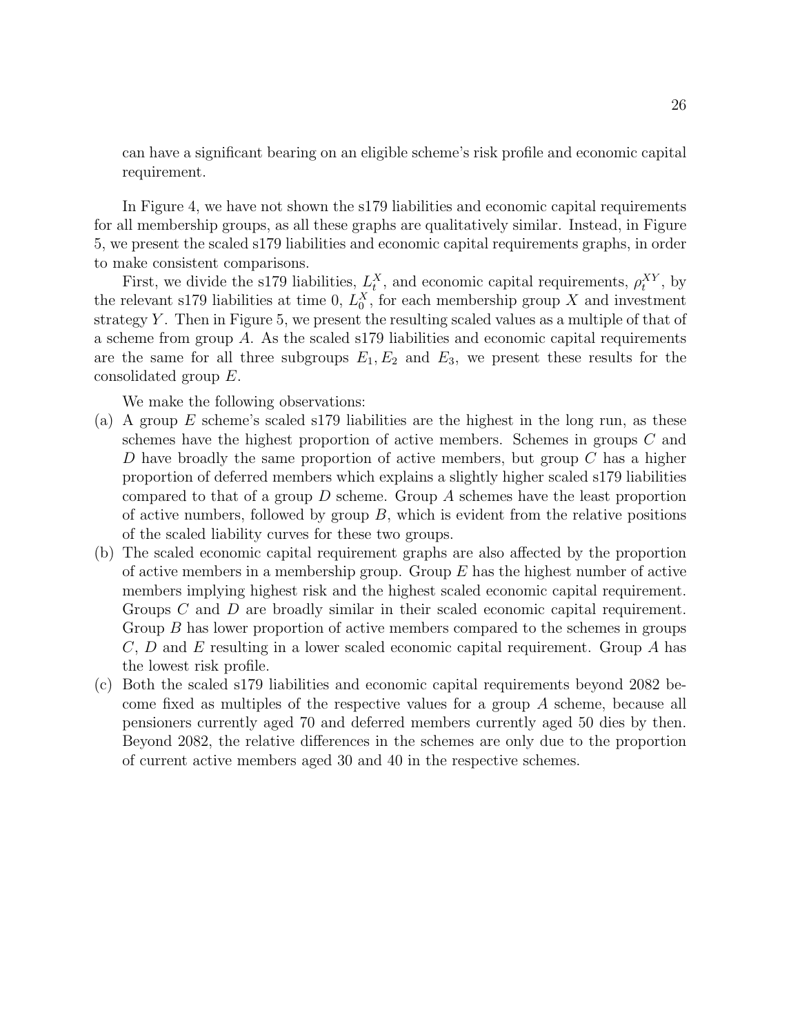can have a significant bearing on an eligible scheme's risk profile and economic capital requirement.

In Figure 4, we have not shown the s179 liabilities and economic capital requirements for all membership groups, as all these graphs are qualitatively similar. Instead, in Figure 5, we present the scaled s179 liabilities and economic capital requirements graphs, in order to make consistent comparisons.

First, we divide the s179 liabilities, $L_t^X$, and economic capital requirements, $\rho_t^{XY}$, by the relevant s179 liabilities at time 0, $L_0^X$, for each membership group $X$ and investment strategy $Y$. Then in Figure 5, we present the resulting scaled values as a multiple of that of a scheme from group $A$. As the scaled s179 liabilities and economic capital requirements are the same for all three subgroups $E_1, E_2$ and $E_3$, we present these results for the consolidated group $E$.

We make the following observations:

(a) A group $E$ scheme's scaled s179 liabilities are the highest in the long run, as these schemes have the highest proportion of active members. Schemes in groups $C$ and $D$ have broadly the same proportion of active members, but group $C$ has a higher proportion of deferred members which explains a slightly higher scaled s179 liabilities compared to that of a group $D$ scheme. Group $A$ schemes have the least proportion of active numbers, followed by group $B$, which is evident from the relative positions of the scaled liability curves for these two groups.

(b) The scaled economic capital requirement graphs are also affected by the proportion of active members in a membership group. Group $E$ has the highest number of active members implying highest risk and the highest scaled economic capital requirement. Groups $C$ and $D$ are broadly similar in their scaled economic capital requirement. Group $B$ has lower proportion of active members compared to the schemes in groups $C$, $D$ and $E$ resulting in a lower scaled economic capital requirement. Group $A$ has the lowest risk profile.

(c) Both the scaled s179 liabilities and economic capital requirements beyond 2082 become fixed as multiples of the respective values for a group $A$ scheme, because all pensioners currently aged 70 and deferred members currently aged 50 dies by then. Beyond 2082, the relative differences in the schemes are only due to the proportion of current active members aged 30 and 40 in the respective schemes.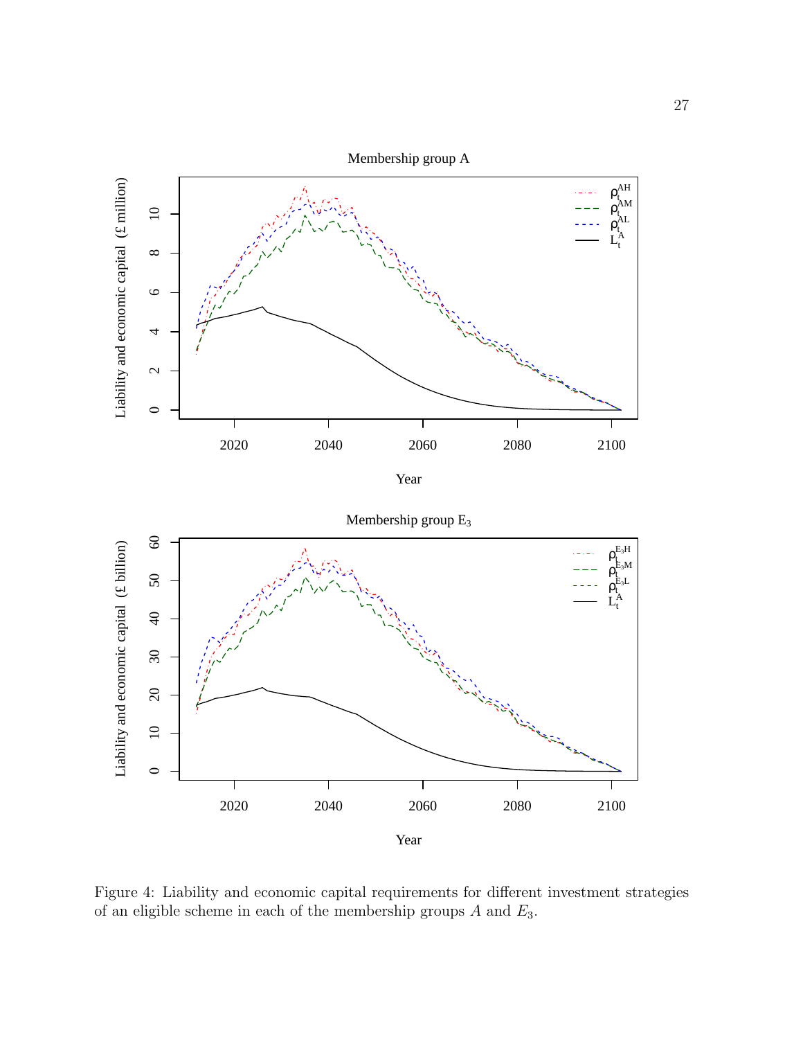Figure 4: Liability and economic capital requirements for different investment strategies of an eligible scheme in each of the membership groups $A$ and $E_3$.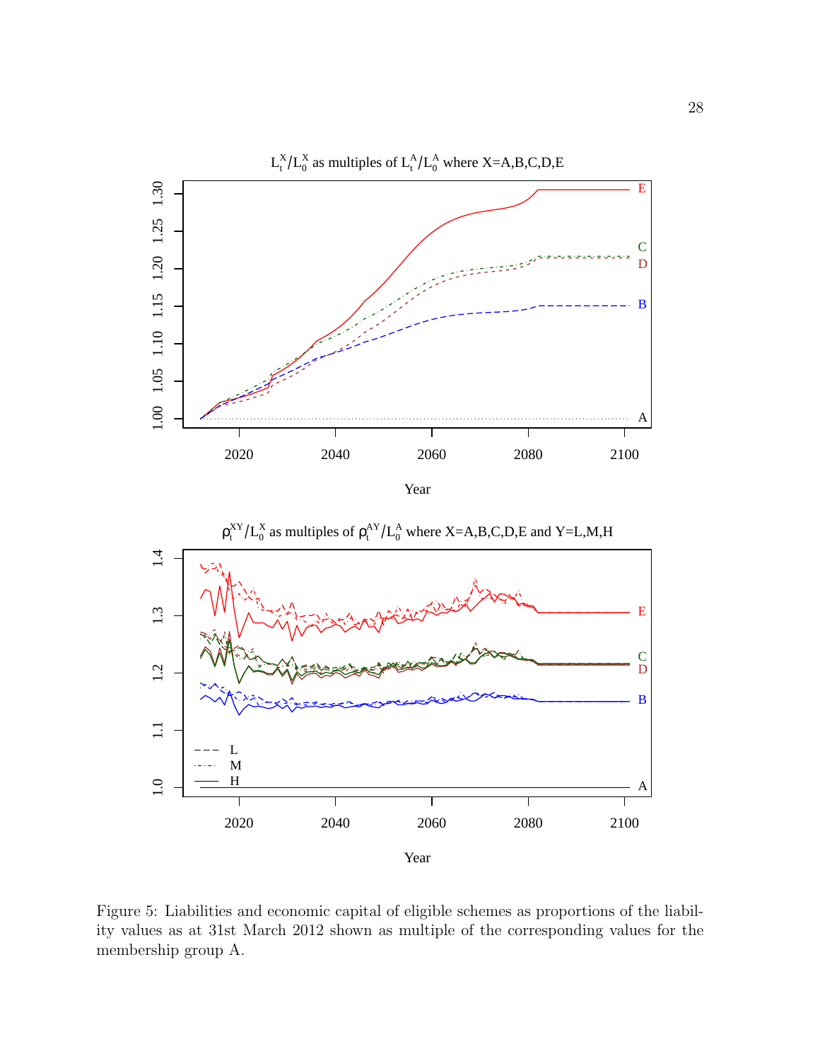Figure 5: Liabilities and economic capital of eligible schemes as proportions of the liability values as at 31st March 2012 shown as multiple of the corresponding values for the membership group A.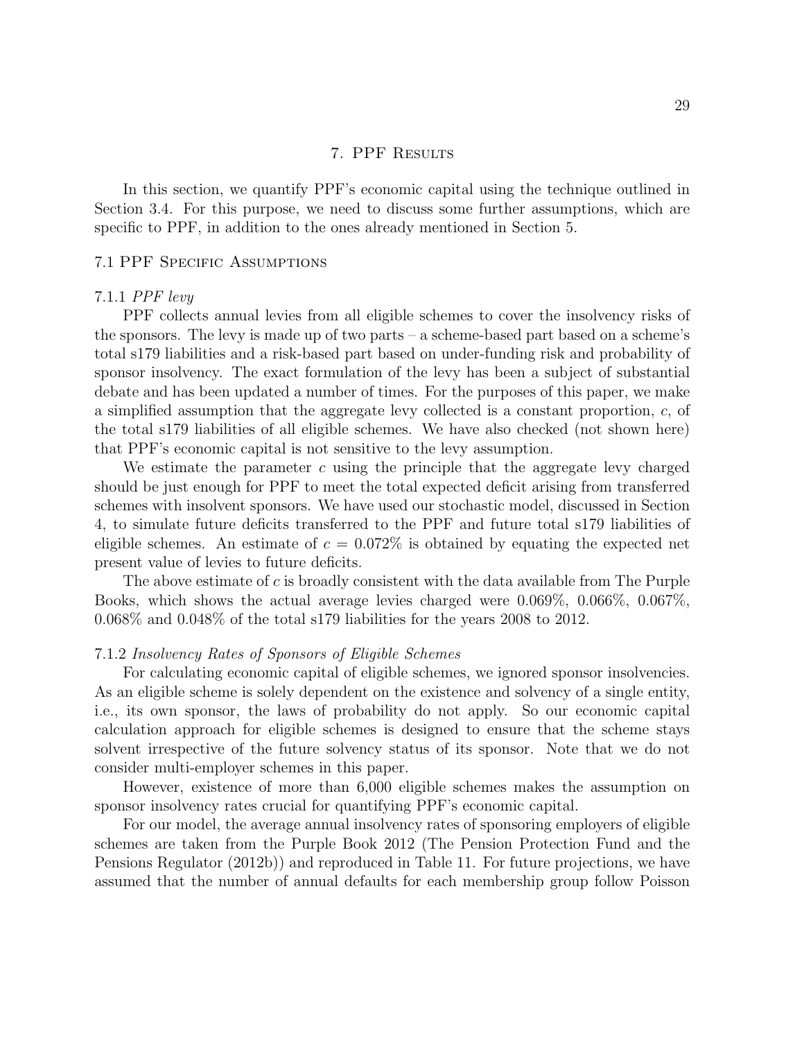## 7. PPF Results

In this section, we quantify PPF's economic capital using the technique outlined in Section 3.4. For this purpose, we need to discuss some further assumptions, which are specific to PPF, in addition to the ones already mentioned in Section 5.

### 7.1 PPF Specific Assumptions

#### 7.1.1 *PPF levy*

PPF collects annual levies from all eligible schemes to cover the insolvency risks of the sponsors. The levy is made up of two parts – a scheme-based part based on a scheme's total s179 liabilities and a risk-based part based on under-funding risk and probability of sponsor insolvency. The exact formulation of the levy has been a subject of substantial debate and has been updated a number of times. For the purposes of this paper, we make a simplified assumption that the aggregate levy collected is a constant proportion, $c$, of the total s179 liabilities of all eligible schemes. We have also checked (not shown here) that PPF's economic capital is not sensitive to the levy assumption.

We estimate the parameter $c$ using the principle that the aggregate levy charged should be just enough for PPF to meet the total expected deficit arising from transferred schemes with insolvent sponsors. We have used our stochastic model, discussed in Section 4, to simulate future deficits transferred to the PPF and future total s179 liabilities of eligible schemes. An estimate of $c = 0.072\%$ is obtained by equating the expected net present value of levies to future deficits.

The above estimate of $c$ is broadly consistent with the data available from The Purple Books, which shows the actual average levies charged were 0.069%, 0.066%, 0.067%, 0.068% and 0.048% of the total s179 liabilities for the years 2008 to 2012.

#### 7.1.2 *Insolvency Rates of Sponsors of Eligible Schemes*

For calculating economic capital of eligible schemes, we ignored sponsor insolvencies. As an eligible scheme is solely dependent on the existence and solvency of a single entity, i.e., its own sponsor, the laws of probability do not apply. So our economic capital calculation approach for eligible schemes is designed to ensure that the scheme stays solvent irrespective of the future solvency status of its sponsor. Note that we do not consider multi-employer schemes in this paper.

However, existence of more than 6,000 eligible schemes makes the assumption on sponsor insolvency rates crucial for quantifying PPF's economic capital.

For our model, the average annual insolvency rates of sponsoring employers of eligible schemes are taken from the Purple Book 2012 (The Pension Protection Fund and the Pensions Regulator (2012b)) and reproduced in Table 11. For future projections, we have assumed that the number of annual defaults for each membership group follow Poisson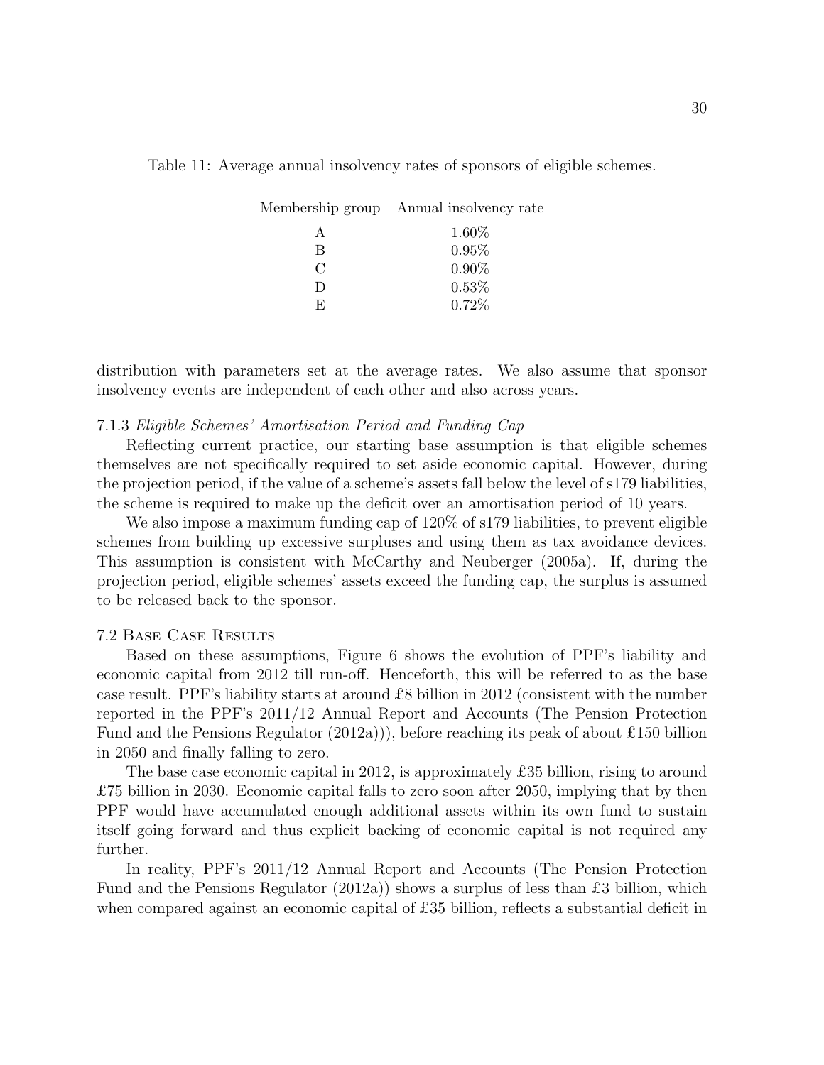Table 11: Average annual insolvency rates of sponsors of eligible schemes.

| Membership group | Annual insolvency rate |
| --- | --- |
| A | 1.60% |
| B | 0.95% |
| C | 0.90% |
| D | 0.53% |
| E | 0.72% |

distribution with parameters set at the average rates. We also assume that sponsor insolvency events are independent of each other and also across years.

### 7.1.3 *Eligible Schemes' Amortisation Period and Funding Cap*

Reflecting current practice, our starting base assumption is that eligible schemes themselves are not specifically required to set aside economic capital. However, during the projection period, if the value of a scheme's assets fall below the level of s179 liabilities, the scheme is required to make up the deficit over an amortisation period of 10 years.

We also impose a maximum funding cap of 120% of s179 liabilities, to prevent eligible schemes from building up excessive surpluses and using them as tax avoidance devices. This assumption is consistent with McCarthy and Neuberger (2005a). If, during the projection period, eligible schemes' assets exceed the funding cap, the surplus is assumed to be released back to the sponsor.

## 7.2 Base Case Results

Based on these assumptions, Figure 6 shows the evolution of PPF's liability and economic capital from 2012 till run-off. Henceforth, this will be referred to as the base case result. PPF's liability starts at around £8 billion in 2012 (consistent with the number reported in the PPF's 2011/12 Annual Report and Accounts (The Pension Protection Fund and the Pensions Regulator (2012a))), before reaching its peak of about £150 billion in 2050 and finally falling to zero.

The base case economic capital in 2012, is approximately £35 billion, rising to around £75 billion in 2030. Economic capital falls to zero soon after 2050, implying that by then PPF would have accumulated enough additional assets within its own fund to sustain itself going forward and thus explicit backing of economic capital is not required any further.

In reality, PPF's 2011/12 Annual Report and Accounts (The Pension Protection Fund and the Pensions Regulator (2012a)) shows a surplus of less than £3 billion, which when compared against an economic capital of £35 billion, reflects a substantial deficit in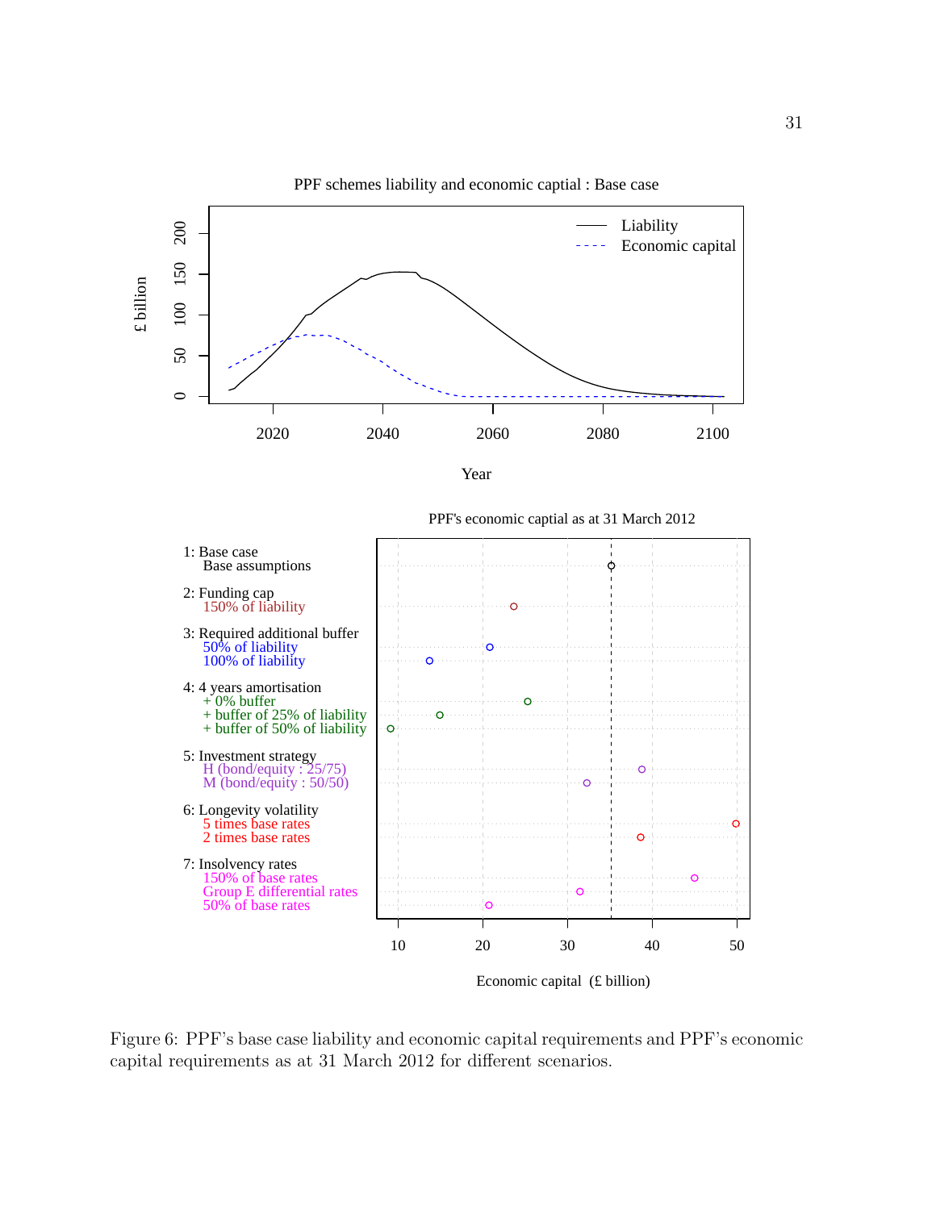Figure 6: PPF's base case liability and economic capital requirements and PPF's economic capital requirements as at 31 March 2012 for different scenarios.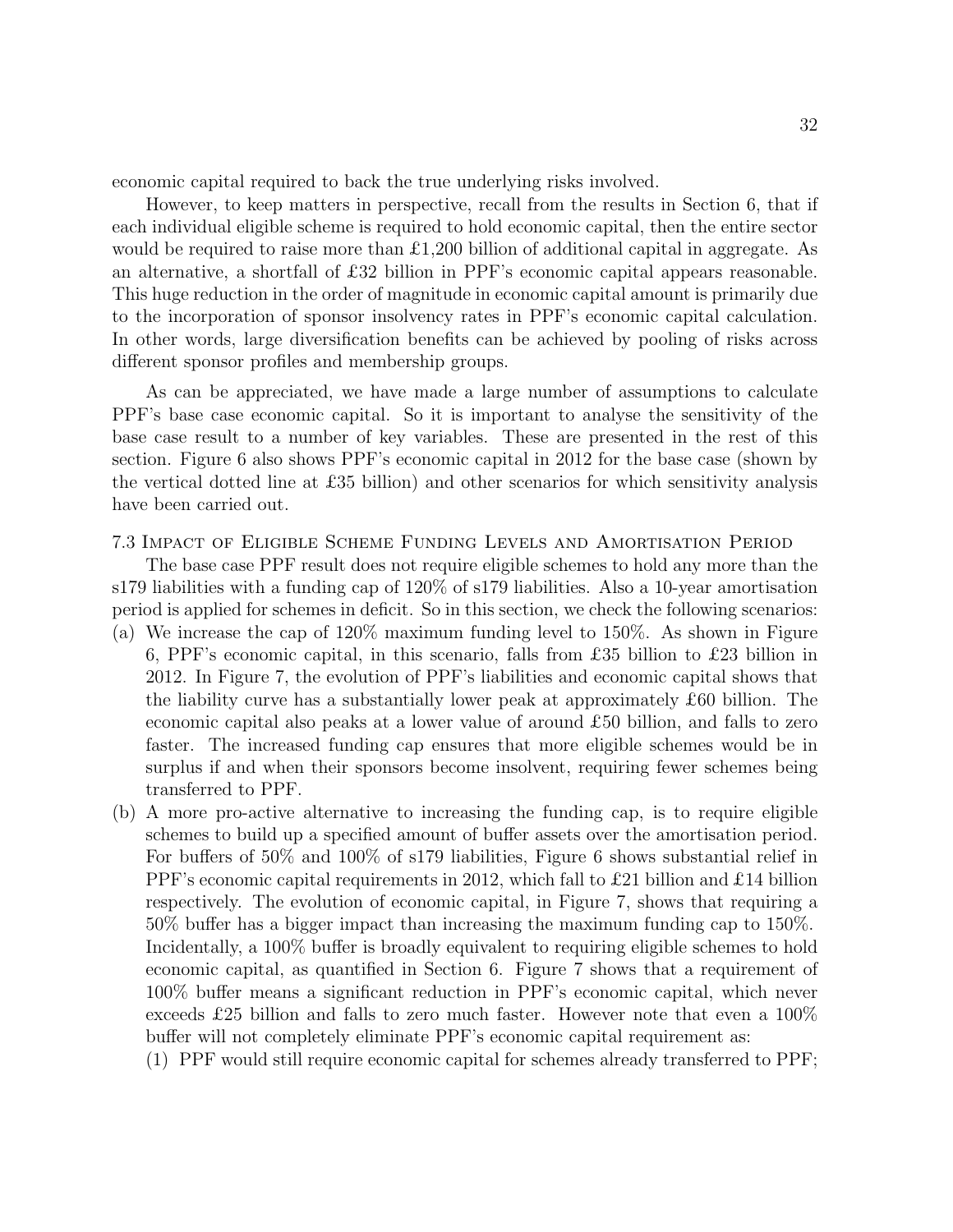economic capital required to back the true underlying risks involved.

However, to keep matters in perspective, recall from the results in Section 6, that if each individual eligible scheme is required to hold economic capital, then the entire sector would be required to raise more than £1,200 billion of additional capital in aggregate. As an alternative, a shortfall of £32 billion in PPF's economic capital appears reasonable. This huge reduction in the order of magnitude in economic capital amount is primarily due to the incorporation of sponsor insolvency rates in PPF's economic capital calculation. In other words, large diversification benefits can be achieved by pooling of risks across different sponsor profiles and membership groups.

As can be appreciated, we have made a large number of assumptions to calculate PPF's base case economic capital. So it is important to analyse the sensitivity of the base case result to a number of key variables. These are presented in the rest of this section. Figure 6 also shows PPF's economic capital in 2012 for the base case (shown by the vertical dotted line at £35 billion) and other scenarios for which sensitivity analysis have been carried out.

### 7.3 Impact of Eligible Scheme Funding Levels and Amortisation Period

The base case PPF result does not require eligible schemes to hold any more than the s179 liabilities with a funding cap of 120% of s179 liabilities. Also a 10-year amortisation period is applied for schemes in deficit. So in this section, we check the following scenarios:

(a) We increase the cap of 120% maximum funding level to 150%. As shown in Figure 6, PPF's economic capital, in this scenario, falls from £35 billion to £23 billion in 2012. In Figure 7, the evolution of PPF's liabilities and economic capital shows that the liability curve has a substantially lower peak at approximately £60 billion. The economic capital also peaks at a lower value of around £50 billion, and falls to zero faster. The increased funding cap ensures that more eligible schemes would be in surplus if and when their sponsors become insolvent, requiring fewer schemes being transferred to PPF.

(b) A more pro-active alternative to increasing the funding cap, is to require eligible schemes to build up a specified amount of buffer assets over the amortisation period. For buffers of 50% and 100% of s179 liabilities, Figure 6 shows substantial relief in PPF's economic capital requirements in 2012, which fall to £21 billion and £14 billion respectively. The evolution of economic capital, in Figure 7, shows that requiring a 50% buffer has a bigger impact than increasing the maximum funding cap to 150%. Incidentally, a 100% buffer is broadly equivalent to requiring eligible schemes to hold economic capital, as quantified in Section 6. Figure 7 shows that a requirement of 100% buffer means a significant reduction in PPF's economic capital, which never exceeds £25 billion and falls to zero much faster. However note that even a 100% buffer will not completely eliminate PPF's economic capital requirement as:

    (1) PPF would still require economic capital for schemes already transferred to PPF;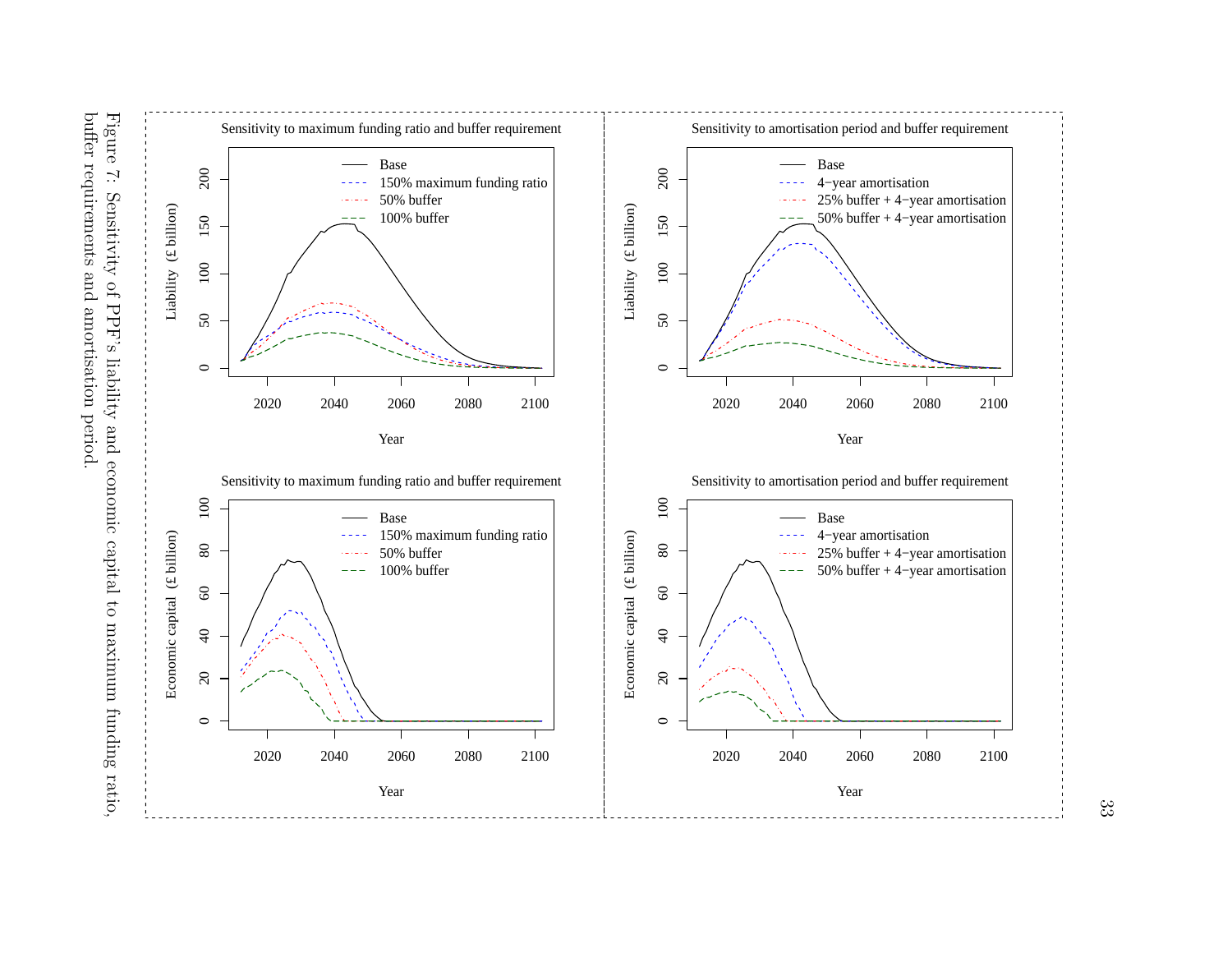Figure 7: Sensitivity of PPF's liability and economic capital to maximum funding ratio, buffer requirements and amortisation period.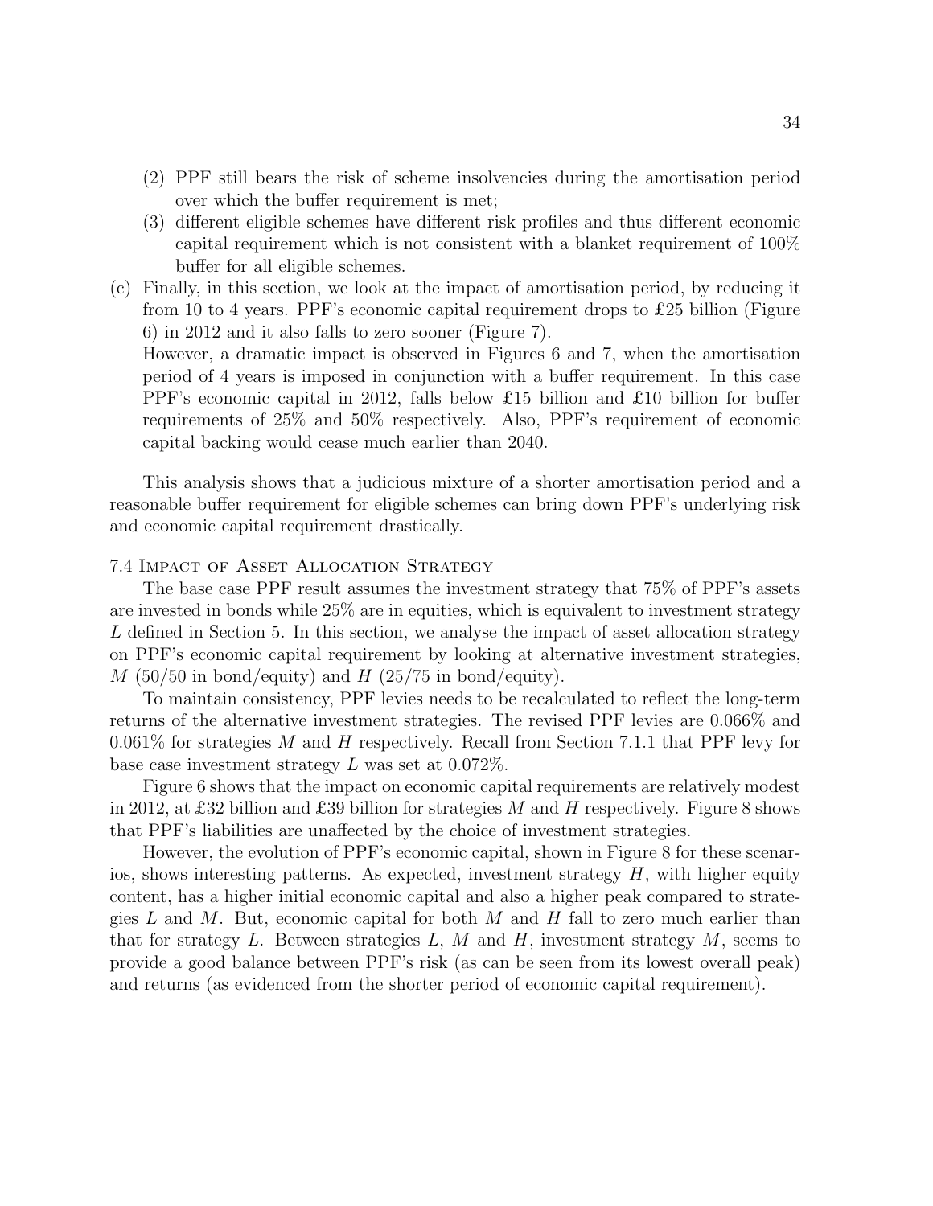(2) PPF still bears the risk of scheme insolvencies during the amortisation period over which the buffer requirement is met;

(3) different eligible schemes have different risk profiles and thus different economic capital requirement which is not consistent with a blanket requirement of 100% buffer for all eligible schemes.

(c) Finally, in this section, we look at the impact of amortisation period, by reducing it from 10 to 4 years. PPF's economic capital requirement drops to £25 billion (Figure 6) in 2012 and it also falls to zero sooner (Figure 7).

However, a dramatic impact is observed in Figures 6 and 7, when the amortisation period of 4 years is imposed in conjunction with a buffer requirement. In this case PPF's economic capital in 2012, falls below £15 billion and £10 billion for buffer requirements of 25% and 50% respectively. Also, PPF's requirement of economic capital backing would cease much earlier than 2040.

This analysis shows that a judicious mixture of a shorter amortisation period and a reasonable buffer requirement for eligible schemes can bring down PPF's underlying risk and economic capital requirement drastically.

### 7.4 Impact of Asset Allocation Strategy

The base case PPF result assumes the investment strategy that 75% of PPF's assets are invested in bonds while 25% are in equities, which is equivalent to investment strategy $L$ defined in Section 5. In this section, we analyse the impact of asset allocation strategy on PPF's economic capital requirement by looking at alternative investment strategies, $M$ (50/50 in bond/equity) and $H$ (25/75 in bond/equity).

To maintain consistency, PPF levies needs to be recalculated to reflect the long-term returns of the alternative investment strategies. The revised PPF levies are 0.066% and 0.061% for strategies $M$ and $H$ respectively. Recall from Section 7.1.1 that PPF levy for base case investment strategy $L$ was set at 0.072%.

Figure 6 shows that the impact on economic capital requirements are relatively modest in 2012, at £32 billion and £39 billion for strategies $M$ and $H$ respectively. Figure 8 shows that PPF's liabilities are unaffected by the choice of investment strategies.

However, the evolution of PPF's economic capital, shown in Figure 8 for these scenarios, shows interesting patterns. As expected, investment strategy $H$, with higher equity content, has a higher initial economic capital and also a higher peak compared to strategies $L$ and $M$. But, economic capital for both $M$ and $H$ fall to zero much earlier than that for strategy $L$. Between strategies $L$, $M$ and $H$, investment strategy $M$, seems to provide a good balance between PPF's risk (as can be seen from its lowest overall peak) and returns (as evidenced from the shorter period of economic capital requirement).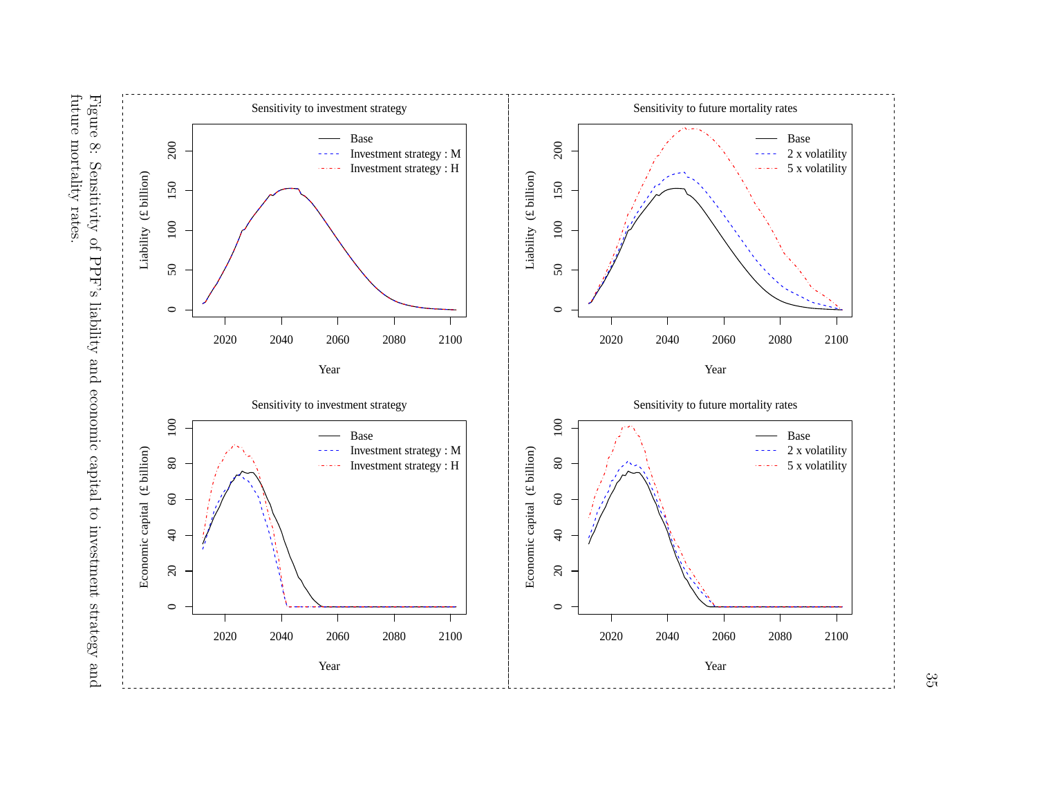Figure 8: Sensitivity of PPF's liability and economic capital to investment strategy and future mortality rates.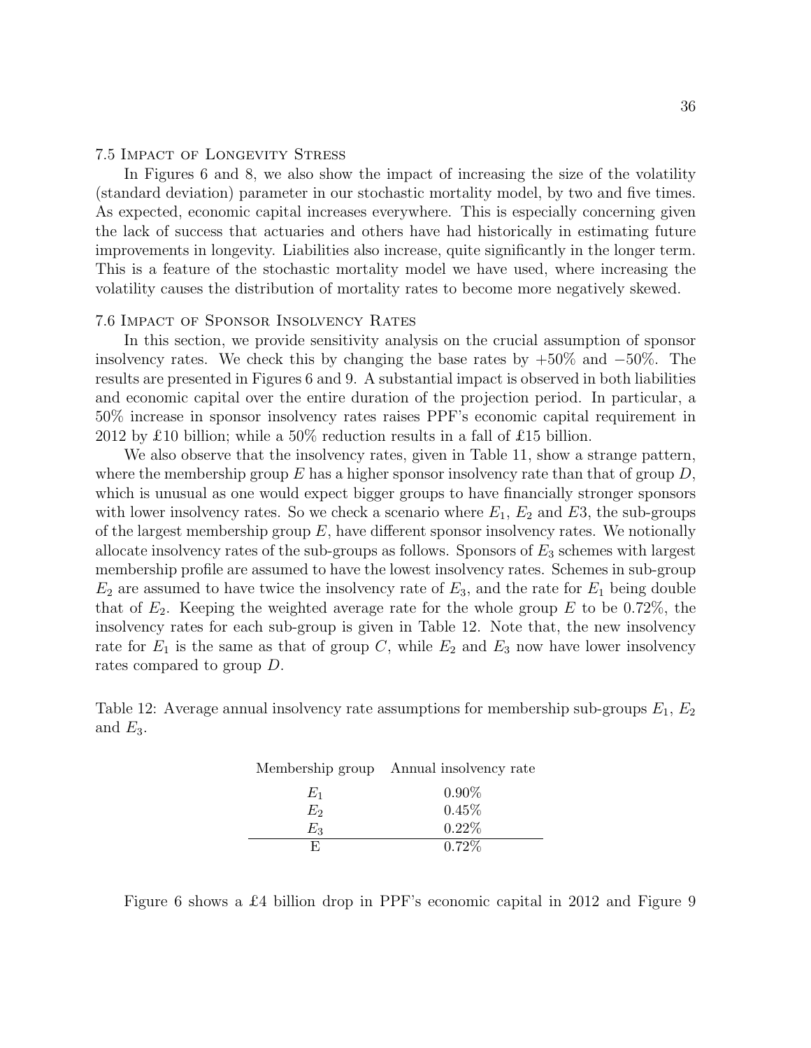### 7.5 Impact of Longevity Stress

In Figures 6 and 8, we also show the impact of increasing the size of the volatility (standard deviation) parameter in our stochastic mortality model, by two and five times. As expected, economic capital increases everywhere. This is especially concerning given the lack of success that actuaries and others have had historically in estimating future improvements in longevity. Liabilities also increase, quite significantly in the longer term. This is a feature of the stochastic mortality model we have used, where increasing the volatility causes the distribution of mortality rates to become more negatively skewed.

### 7.6 Impact of Sponsor Insolvency Rates

In this section, we provide sensitivity analysis on the crucial assumption of sponsor insolvency rates. We check this by changing the base rates by +50% and −50%. The results are presented in Figures 6 and 9. A substantial impact is observed in both liabilities and economic capital over the entire duration of the projection period. In particular, a 50% increase in sponsor insolvency rates raises PPF's economic capital requirement in 2012 by £10 billion; while a 50% reduction results in a fall of £15 billion.

We also observe that the insolvency rates, given in Table 11, show a strange pattern, where the membership group $E$ has a higher sponsor insolvency rate than that of group $D$, which is unusual as one would expect bigger groups to have financially stronger sponsors with lower insolvency rates. So we check a scenario where $E_1$, $E_2$ and $E3$, the sub-groups of the largest membership group $E$, have different sponsor insolvency rates. We notionally allocate insolvency rates of the sub-groups as follows. Sponsors of $E_3$ schemes with largest membership profile are assumed to have the lowest insolvency rates. Schemes in sub-group $E_2$ are assumed to have twice the insolvency rate of $E_3$, and the rate for $E_1$ being double that of $E_2$. Keeping the weighted average rate for the whole group $E$ to be 0.72%, the insolvency rates for each sub-group is given in Table 12. Note that, the new insolvency rate for $E_1$ is the same as that of group $C$, while $E_2$ and $E_3$ now have lower insolvency rates compared to group $D$.

Table 12: Average annual insolvency rate assumptions for membership sub-groups $E_1$, $E_2$ and $E_3$.

| Membership group | Annual insolvency rate |
|---|---|
| $E_1$ | 0.90% |
| $E_2$ | 0.45% |
| $E_3$ | 0.22% |
| E | 0.72% |

Figure 6 shows a £4 billion drop in PPF's economic capital in 2012 and Figure 9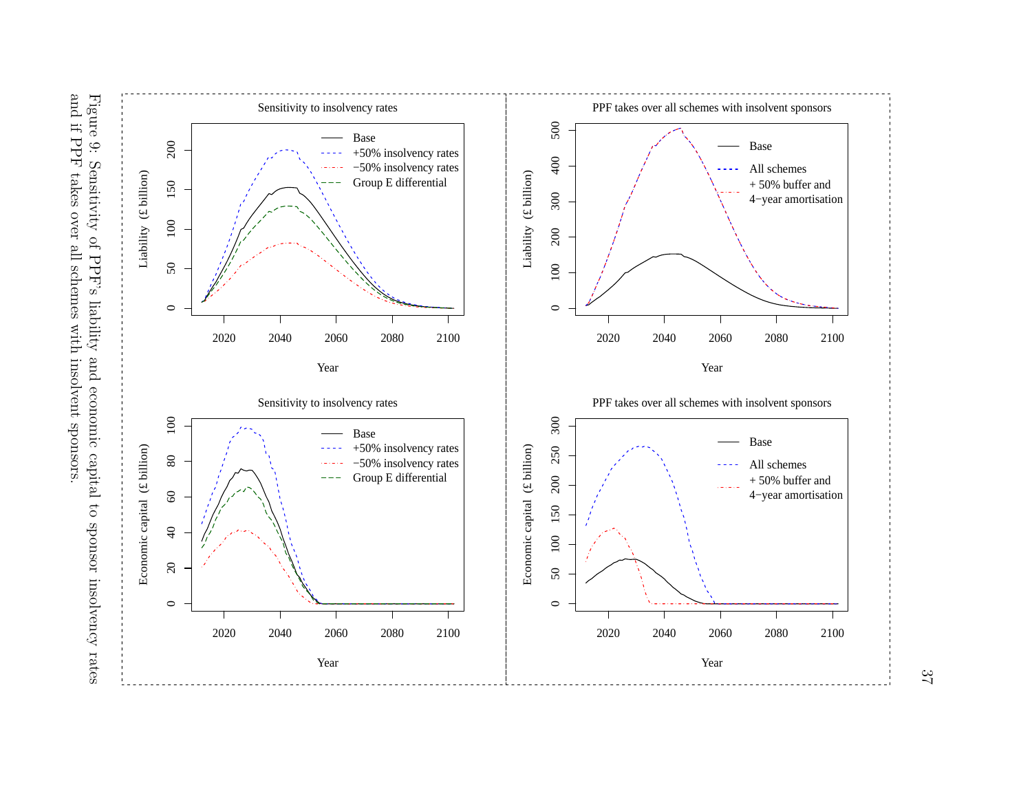Figure 9: Sensitivity of PPF's liability and economic capital to sponsor insolvency rates and if PPF takes over all schemes with insolvent sponsors.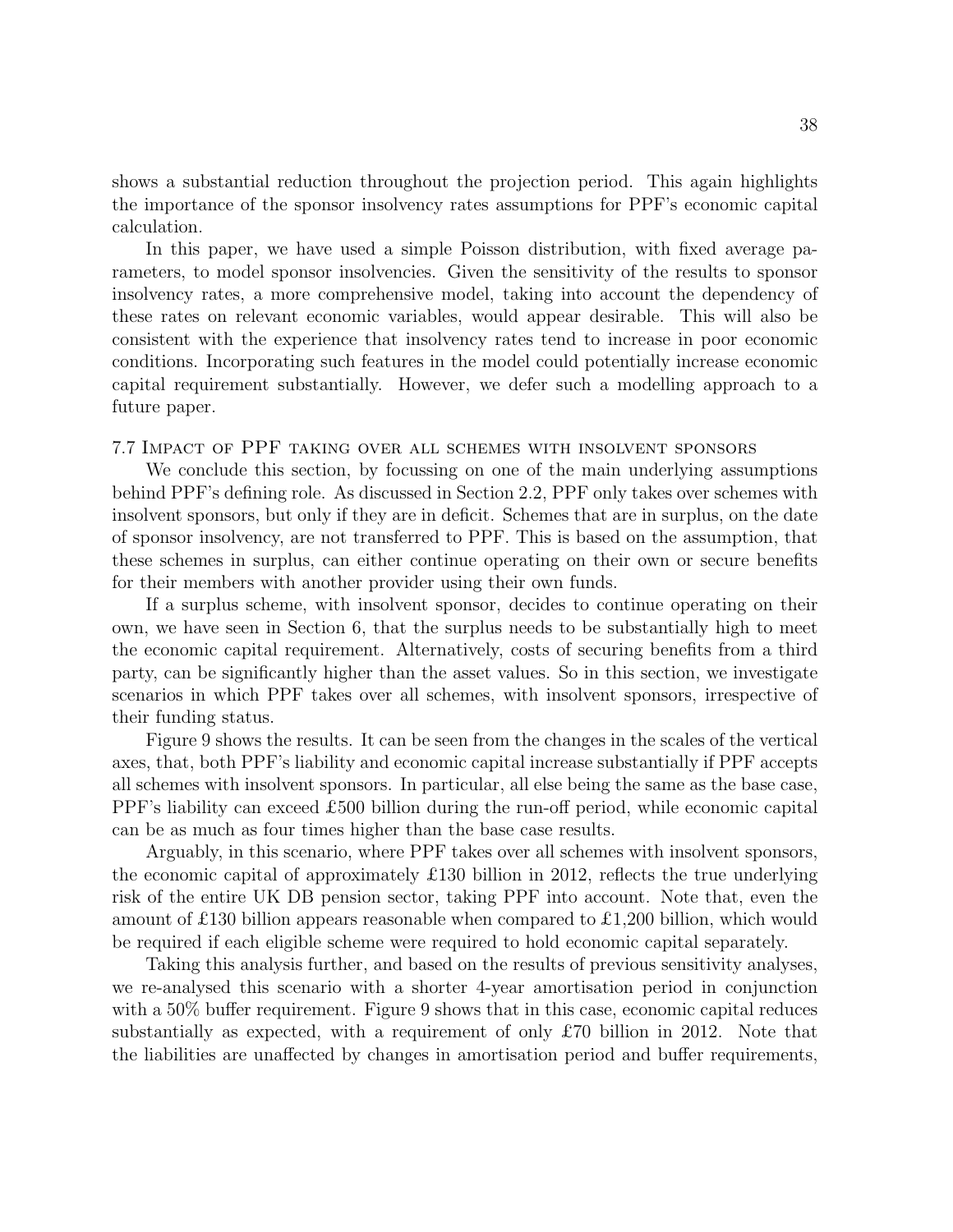shows a substantial reduction throughout the projection period. This again highlights the importance of the sponsor insolvency rates assumptions for PPF's economic capital calculation.

In this paper, we have used a simple Poisson distribution, with fixed average parameters, to model sponsor insolvencies. Given the sensitivity of the results to sponsor insolvency rates, a more comprehensive model, taking into account the dependency of these rates on relevant economic variables, would appear desirable. This will also be consistent with the experience that insolvency rates tend to increase in poor economic conditions. Incorporating such features in the model could potentially increase economic capital requirement substantially. However, we defer such a modelling approach to a future paper.

### 7.7 Impact of PPF taking over all schemes with insolvent sponsors

We conclude this section, by focussing on one of the main underlying assumptions behind PPF's defining role. As discussed in Section 2.2, PPF only takes over schemes with insolvent sponsors, but only if they are in deficit. Schemes that are in surplus, on the date of sponsor insolvency, are not transferred to PPF. This is based on the assumption, that these schemes in surplus, can either continue operating on their own or secure benefits for their members with another provider using their own funds.

If a surplus scheme, with insolvent sponsor, decides to continue operating on their own, we have seen in Section 6, that the surplus needs to be substantially high to meet the economic capital requirement. Alternatively, costs of securing benefits from a third party, can be significantly higher than the asset values. So in this section, we investigate scenarios in which PPF takes over all schemes, with insolvent sponsors, irrespective of their funding status.

Figure 9 shows the results. It can be seen from the changes in the scales of the vertical axes, that, both PPF's liability and economic capital increase substantially if PPF accepts all schemes with insolvent sponsors. In particular, all else being the same as the base case, PPF's liability can exceed £500 billion during the run-off period, while economic capital can be as much as four times higher than the base case results.

Arguably, in this scenario, where PPF takes over all schemes with insolvent sponsors, the economic capital of approximately £130 billion in 2012, reflects the true underlying risk of the entire UK DB pension sector, taking PPF into account. Note that, even the amount of £130 billion appears reasonable when compared to £1,200 billion, which would be required if each eligible scheme were required to hold economic capital separately.

Taking this analysis further, and based on the results of previous sensitivity analyses, we re-analysed this scenario with a shorter 4-year amortisation period in conjunction with a 50% buffer requirement. Figure 9 shows that in this case, economic capital reduces substantially as expected, with a requirement of only £70 billion in 2012. Note that the liabilities are unaffected by changes in amortisation period and buffer requirements,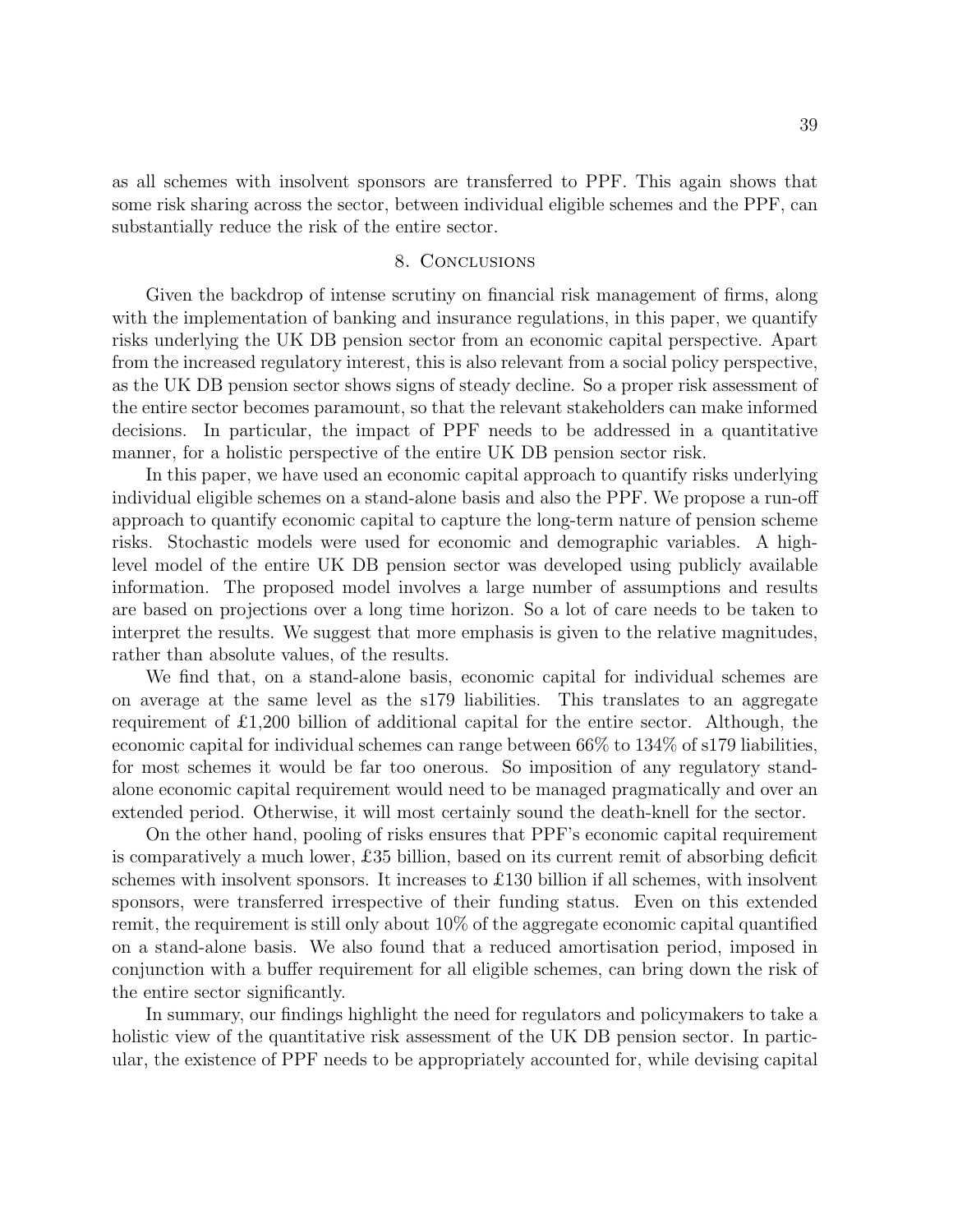as all schemes with insolvent sponsors are transferred to PPF. This again shows that some risk sharing across the sector, between individual eligible schemes and the PPF, can substantially reduce the risk of the entire sector.

## 8. Conclusions

Given the backdrop of intense scrutiny on financial risk management of firms, along with the implementation of banking and insurance regulations, in this paper, we quantify risks underlying the UK DB pension sector from an economic capital perspective. Apart from the increased regulatory interest, this is also relevant from a social policy perspective, as the UK DB pension sector shows signs of steady decline. So a proper risk assessment of the entire sector becomes paramount, so that the relevant stakeholders can make informed decisions. In particular, the impact of PPF needs to be addressed in a quantitative manner, for a holistic perspective of the entire UK DB pension sector risk.

In this paper, we have used an economic capital approach to quantify risks underlying individual eligible schemes on a stand-alone basis and also the PPF. We propose a run-off approach to quantify economic capital to capture the long-term nature of pension scheme risks. Stochastic models were used for economic and demographic variables. A high-level model of the entire UK DB pension sector was developed using publicly available information. The proposed model involves a large number of assumptions and results are based on projections over a long time horizon. So a lot of care needs to be taken to interpret the results. We suggest that more emphasis is given to the relative magnitudes, rather than absolute values, of the results.

We find that, on a stand-alone basis, economic capital for individual schemes are on average at the same level as the s179 liabilities. This translates to an aggregate requirement of £1,200 billion of additional capital for the entire sector. Although, the economic capital for individual schemes can range between 66% to 134% of s179 liabilities, for most schemes it would be far too onerous. So imposition of any regulatory stand-alone economic capital requirement would need to be managed pragmatically and over an extended period. Otherwise, it will most certainly sound the death-knell for the sector.

On the other hand, pooling of risks ensures that PPF's economic capital requirement is comparatively a much lower, £35 billion, based on its current remit of absorbing deficit schemes with insolvent sponsors. It increases to £130 billion if all schemes, with insolvent sponsors, were transferred irrespective of their funding status. Even on this extended remit, the requirement is still only about 10% of the aggregate economic capital quantified on a stand-alone basis. We also found that a reduced amortisation period, imposed in conjunction with a buffer requirement for all eligible schemes, can bring down the risk of the entire sector significantly.

In summary, our findings highlight the need for regulators and policymakers to take a holistic view of the quantitative risk assessment of the UK DB pension sector. In particular, the existence of PPF needs to be appropriately accounted for, while devising capital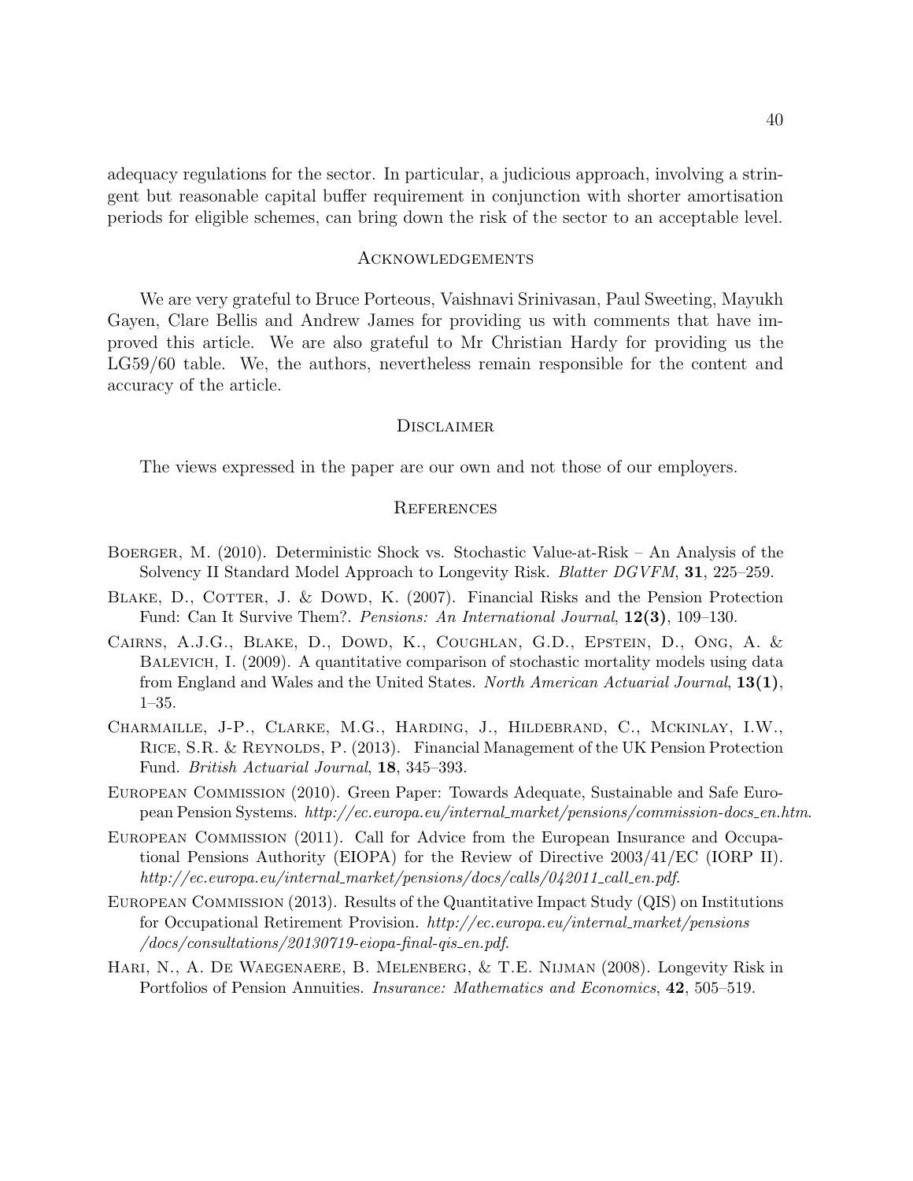adequacy regulations for the sector. In particular, a judicious approach, involving a stringent but reasonable capital buffer requirement in conjunction with shorter amortisation periods for eligible schemes, can bring down the risk of the sector to an acceptable level.

## Acknowledgements

We are very grateful to Bruce Porteous, Vaishnavi Srinivasan, Paul Sweeting, Mayukh Gayen, Clare Bellis and Andrew James for providing us with comments that have improved this article. We are also grateful to Mr Christian Hardy for providing us the LG59/60 table. We, the authors, nevertheless remain responsible for the content and accuracy of the article.

## Disclaimer

The views expressed in the paper are our own and not those of our employers.

## References

Boerger, M. (2010). Deterministic Shock vs. Stochastic Value-at-Risk – An Analysis of the Solvency II Standard Model Approach to Longevity Risk. *Blatter DGVFM*, **31**, 225–259.

Blake, D., Cotter, J. & Dowd, K. (2007). Financial Risks and the Pension Protection Fund: Can It Survive Them?. *Pensions: An International Journal*, **12(3)**, 109–130.

Cairns, A.J.G., Blake, D., Dowd, K., Coughlan, G.D., Epstein, D., Ong, A. & Balevich, I. (2009). A quantitative comparison of stochastic mortality models using data from England and Wales and the United States. *North American Actuarial Journal*, **13(1)**, 1–35.

Charmaille, J-P., Clarke, M.G., Harding, J., Hildebrand, C., Mckinlay, I.W., Rice, S.R. & Reynolds, P. (2013). Financial Management of the UK Pension Protection Fund. *British Actuarial Journal*, **18**, 345–393.

European Commission (2010). Green Paper: Towards Adequate, Sustainable and Safe European Pension Systems. *http://ec.europa.eu/internal_market/pensions/commission-docs_en.htm*.

European Commission (2011). Call for Advice from the European Insurance and Occupational Pensions Authority (EIOPA) for the Review of Directive 2003/41/EC (IORP II). *http://ec.europa.eu/internal_market/pensions/docs/calls/042011_call_en.pdf*.

European Commission (2013). Results of the Quantitative Impact Study (QIS) on Institutions for Occupational Retirement Provision. *http://ec.europa.eu/internal_market/pensions/docs/consultations/20130719-eiopa-final-qis_en.pdf*.

Hari, N., A. De Waegenaere, B. Melenberg, & T.E. Nijman (2008). Longevity Risk in Portfolios of Pension Annuities. *Insurance: Mathematics and Economics*, **42**, 505–519.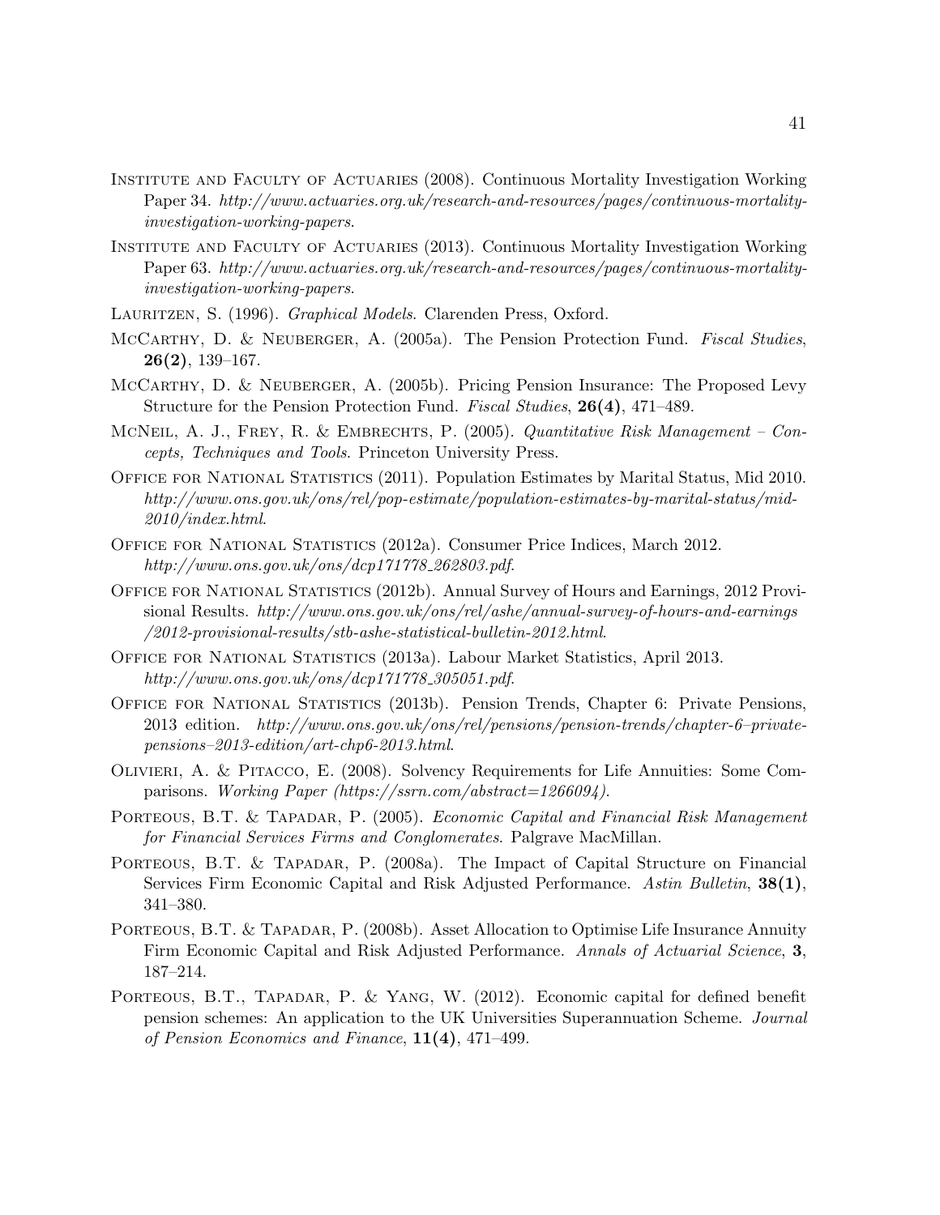Institute and Faculty of Actuaries (2008). Continuous Mortality Investigation Working Paper 34. *http://www.actuaries.org.uk/research-and-resources/pages/continuous-mortality-investigation-working-papers*.

Institute and Faculty of Actuaries (2013). Continuous Mortality Investigation Working Paper 63. *http://www.actuaries.org.uk/research-and-resources/pages/continuous-mortality-investigation-working-papers*.

Lauritzen, S. (1996). *Graphical Models*. Clarenden Press, Oxford.

McCarthy, D. & Neuberger, A. (2005a). The Pension Protection Fund. *Fiscal Studies*, **26(2)**, 139–167.

McCarthy, D. & Neuberger, A. (2005b). Pricing Pension Insurance: The Proposed Levy Structure for the Pension Protection Fund. *Fiscal Studies*, **26(4)**, 471–489.

McNeil, A. J., Frey, R. & Embrechts, P. (2005). *Quantitative Risk Management – Concepts, Techniques and Tools.* Princeton University Press.

Office for National Statistics (2011). Population Estimates by Marital Status, Mid 2010. *http://www.ons.gov.uk/ons/rel/pop-estimate/population-estimates-by-marital-status/mid-2010/index.html*.

Office for National Statistics (2012a). Consumer Price Indices, March 2012. *http://www.ons.gov.uk/ons/dcp171778_262803.pdf*.

Office for National Statistics (2012b). Annual Survey of Hours and Earnings, 2012 Provisional Results. *http://www.ons.gov.uk/ons/rel/ashe/annual-survey-of-hours-and-earnings/2012-provisional-results/stb-ashe-statistical-bulletin-2012.html*.

Office for National Statistics (2013a). Labour Market Statistics, April 2013. *http://www.ons.gov.uk/ons/dcp171778_305051.pdf*.

Office for National Statistics (2013b). Pension Trends, Chapter 6: Private Pensions, 2013 edition. *http://www.ons.gov.uk/ons/rel/pensions/pension-trends/chapter-6–private-pensions–2013-edition/art-chp6-2013.html*.

Olivieri, A. & Pitacco, E. (2008). Solvency Requirements for Life Annuities: Some Comparisons. *Working Paper (https://ssrn.com/abstract=1266094).*

Porteous, B.T. & Tapadar, P. (2005). *Economic Capital and Financial Risk Management for Financial Services Firms and Conglomerates*. Palgrave MacMillan.

Porteous, B.T. & Tapadar, P. (2008a). The Impact of Capital Structure on Financial Services Firm Economic Capital and Risk Adjusted Performance. *Astin Bulletin*, **38(1)**, 341–380.

Porteous, B.T. & Tapadar, P. (2008b). Asset Allocation to Optimise Life Insurance Annuity Firm Economic Capital and Risk Adjusted Performance. *Annals of Actuarial Science*, **3**, 187–214.

Porteous, B.T., Tapadar, P. & Yang, W. (2012). Economic capital for defined benefit pension schemes: An application to the UK Universities Superannuation Scheme. *Journal of Pension Economics and Finance*, **11(4)**, 471–499.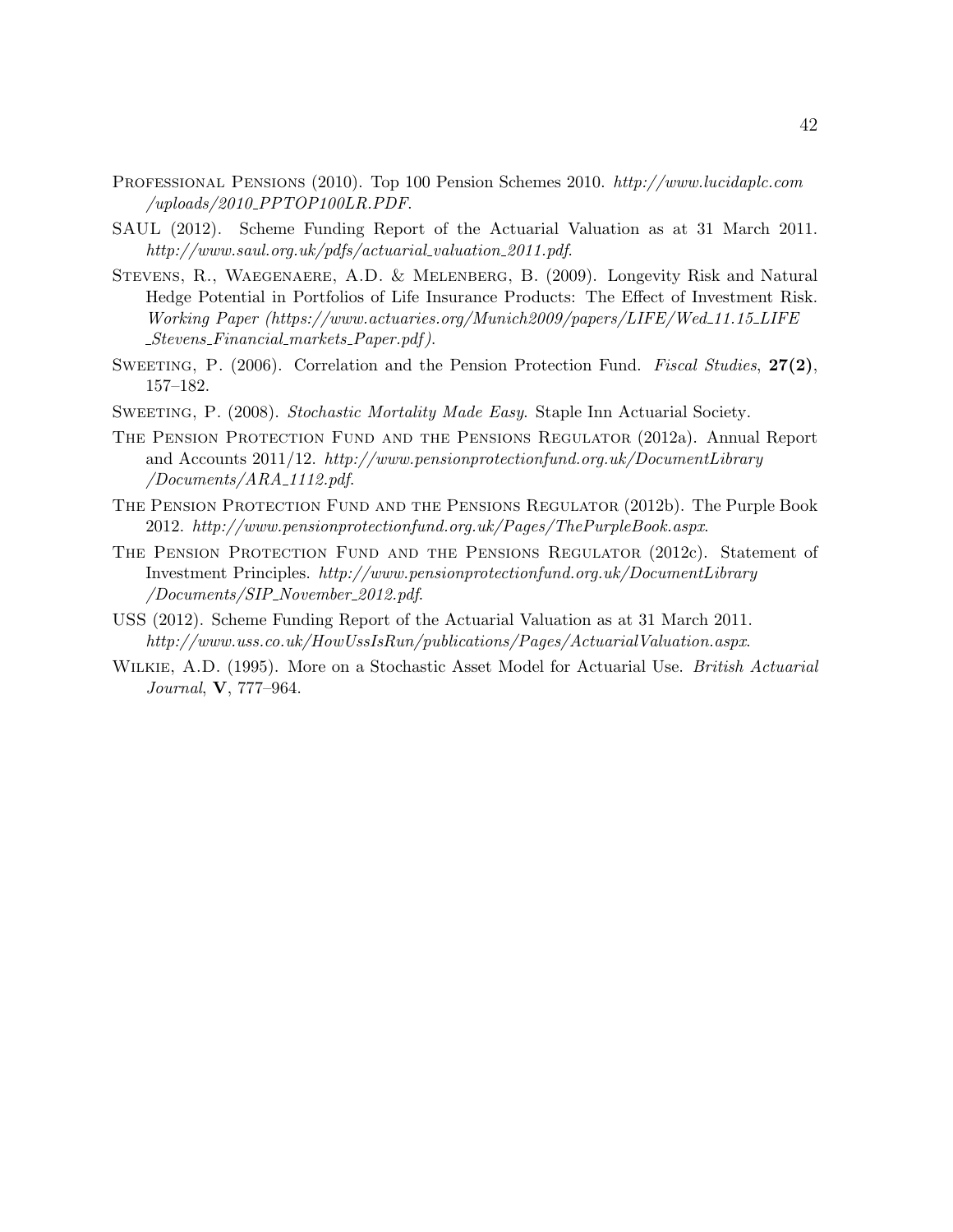Professional Pensions (2010). Top 100 Pension Schemes 2010. *http://www.lucidaplc.com/uploads/2010_PPTOP100LR.PDF*.

SAUL (2012). Scheme Funding Report of the Actuarial Valuation as at 31 March 2011. *http://www.saul.org.uk/pdfs/actuarial_valuation_2011.pdf*.

Stevens, R., Waegenaere, A.D. & Melenberg, B. (2009). Longevity Risk and Natural Hedge Potential in Portfolios of Life Insurance Products: The Effect of Investment Risk. *Working Paper (https://www.actuaries.org/Munich2009/papers/LIFE/Wed_11.15_LIFE_Stevens_Financial_markets_Paper.pdf)*.

Sweeting, P. (2006). Correlation and the Pension Protection Fund. *Fiscal Studies*, **27(2)**, 157–182.

Sweeting, P. (2008). *Stochastic Mortality Made Easy*. Staple Inn Actuarial Society.

The Pension Protection Fund and the Pensions Regulator (2012a). Annual Report and Accounts 2011/12. *http://www.pensionprotectionfund.org.uk/DocumentLibrary/Documents/ARA_1112.pdf*.

The Pension Protection Fund and the Pensions Regulator (2012b). The Purple Book 2012. *http://www.pensionprotectionfund.org.uk/Pages/ThePurpleBook.aspx*.

The Pension Protection Fund and the Pensions Regulator (2012c). Statement of Investment Principles. *http://www.pensionprotectionfund.org.uk/DocumentLibrary/Documents/SIP_November_2012.pdf*.

USS (2012). Scheme Funding Report of the Actuarial Valuation as at 31 March 2011. *http://www.uss.co.uk/HowUssIsRun/publications/Pages/ActuarialValuation.aspx*.

Wilkie, A.D. (1995). More on a Stochastic Asset Model for Actuarial Use. *British Actuarial Journal*, **V**, 777–964.